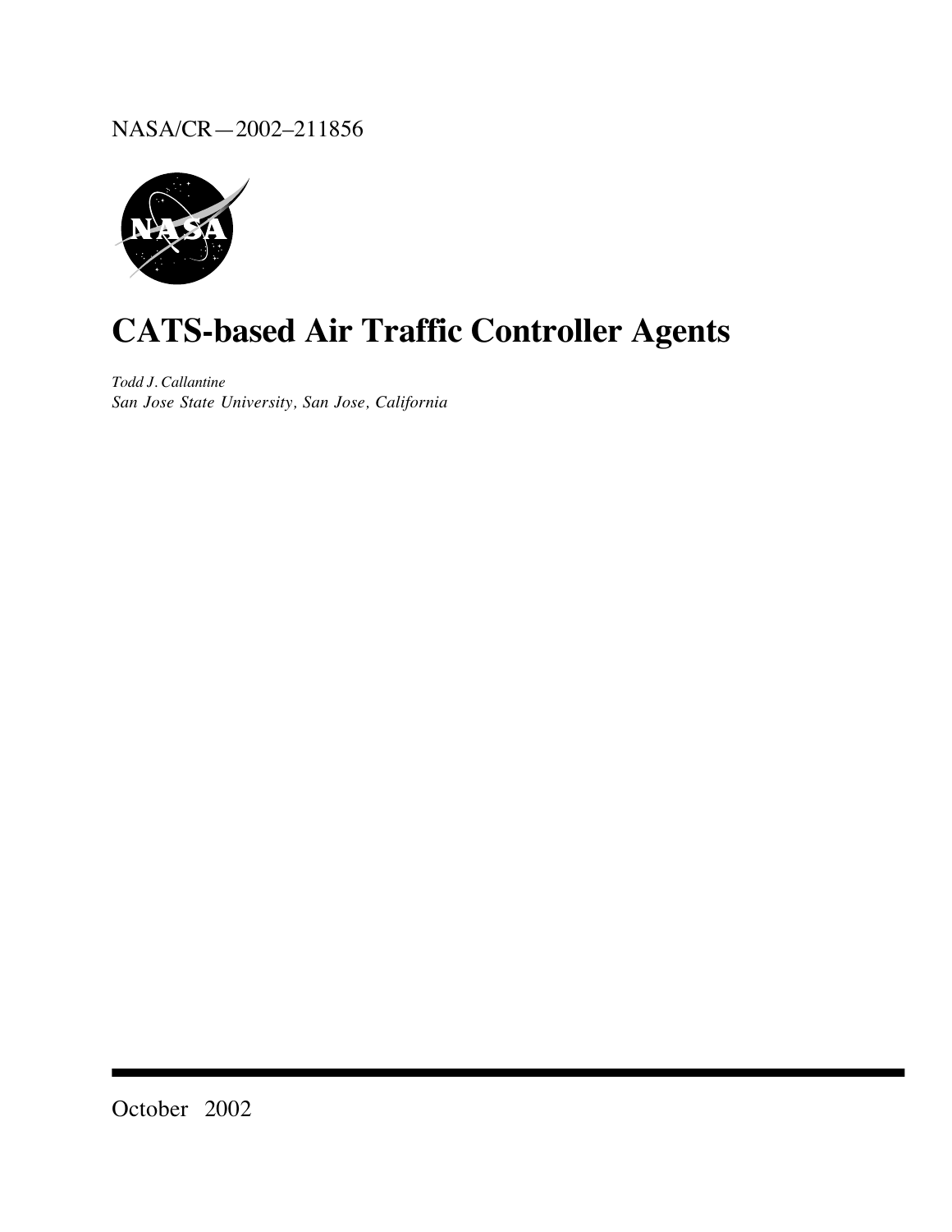NASA/CR—2002–211856

# CATS-based Air Traffic Controller Agents

*Todd J. Callantine*
*San Jose State University, San Jose, California*

October 2002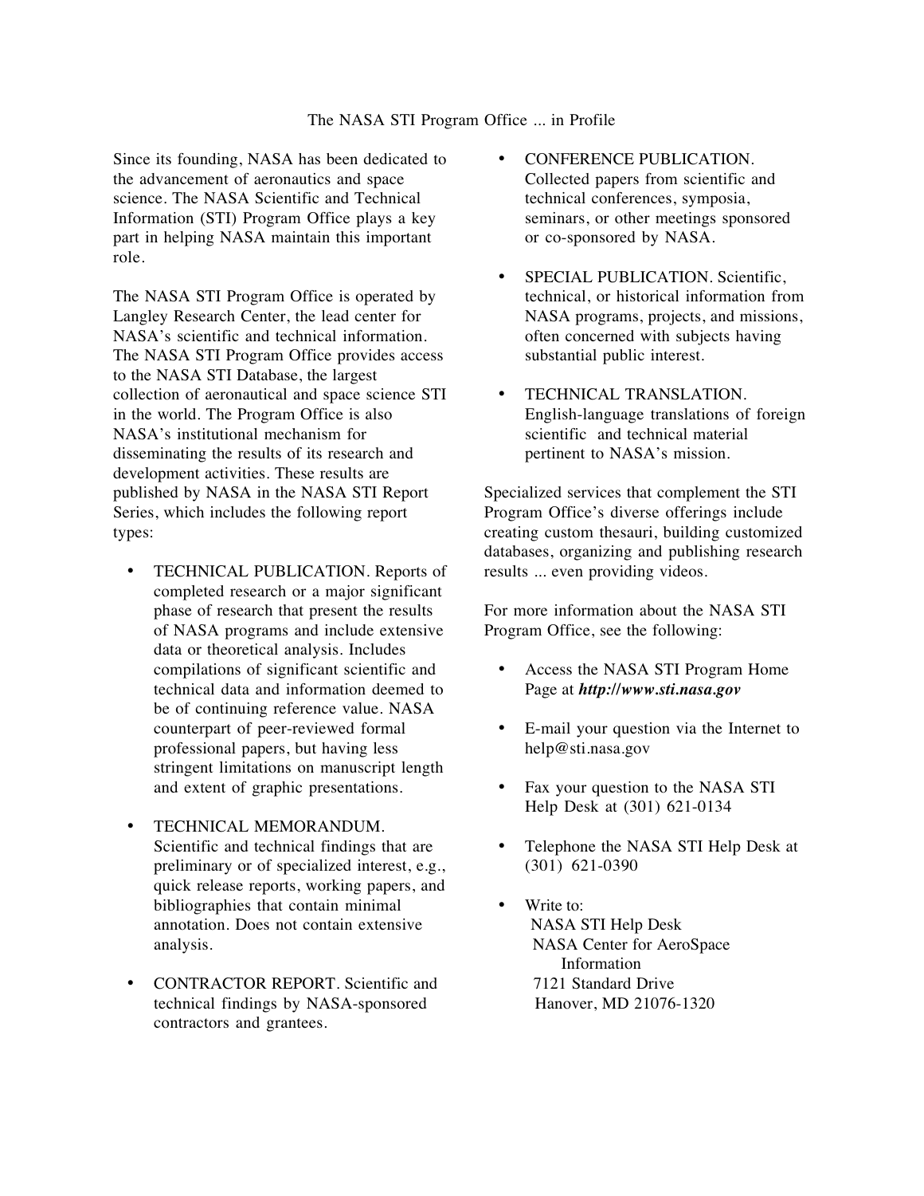# The NASA STI Program Office ... in Profile

Since its founding, NASA has been dedicated to the advancement of aeronautics and space science. The NASA Scientific and Technical Information (STI) Program Office plays a key part in helping NASA maintain this important role.

The NASA STI Program Office is operated by Langley Research Center, the lead center for NASA's scientific and technical information. The NASA STI Program Office provides access to the NASA STI Database, the largest collection of aeronautical and space science STI in the world. The Program Office is also NASA's institutional mechanism for disseminating the results of its research and development activities. These results are published by NASA in the NASA STI Report Series, which includes the following report types:

- TECHNICAL PUBLICATION. Reports of completed research or a major significant phase of research that present the results of NASA programs and include extensive data or theoretical analysis. Includes compilations of significant scientific and technical data and information deemed to be of continuing reference value. NASA counterpart of peer-reviewed formal professional papers, but having less stringent limitations on manuscript length and extent of graphic presentations.

- TECHNICAL MEMORANDUM. Scientific and technical findings that are preliminary or of specialized interest, e.g., quick release reports, working papers, and bibliographies that contain minimal annotation. Does not contain extensive analysis.

- CONTRACTOR REPORT. Scientific and technical findings by NASA-sponsored contractors and grantees.

- CONFERENCE PUBLICATION. Collected papers from scientific and technical conferences, symposia, seminars, or other meetings sponsored or co-sponsored by NASA.

- SPECIAL PUBLICATION. Scientific, technical, or historical information from NASA programs, projects, and missions, often concerned with subjects having substantial public interest.

- TECHNICAL TRANSLATION. English-language translations of foreign scientific and technical material pertinent to NASA's mission.

Specialized services that complement the STI Program Office's diverse offerings include creating custom thesauri, building customized databases, organizing and publishing research results ... even providing videos.

For more information about the NASA STI Program Office, see the following:

- Access the NASA STI Program Home Page at ***http://www.sti.nasa.gov***

- E-mail your question via the Internet to help@sti.nasa.gov

- Fax your question to the NASA STI Help Desk at (301) 621-0134

- Telephone the NASA STI Help Desk at (301) 621-0390

- Write to:
  NASA STI Help Desk
  NASA Center for AeroSpace Information
  7121 Standard Drive
  Hanover, MD 21076-1320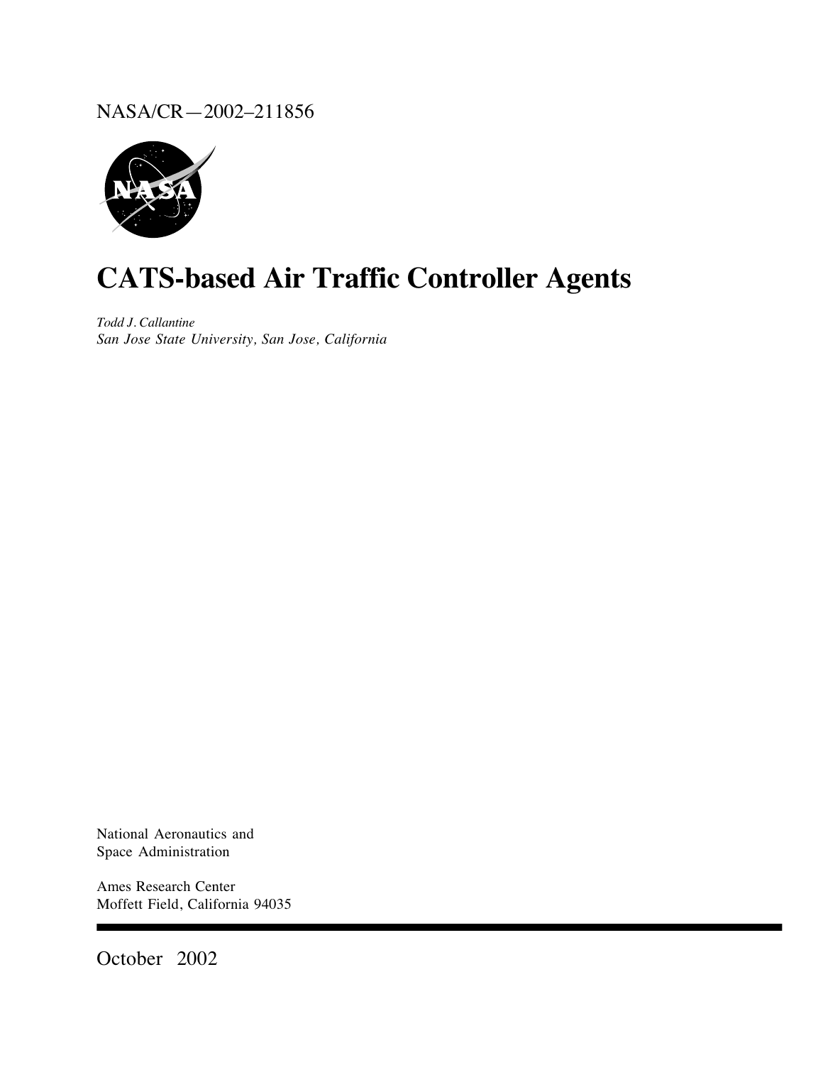NASA/CR—2002–211856

# CATS-based Air Traffic Controller Agents

*Todd J. Callantine*
*San Jose State University, San Jose, California*

National Aeronautics and
Space Administration

Ames Research Center
Moffett Field, California 94035

October 2002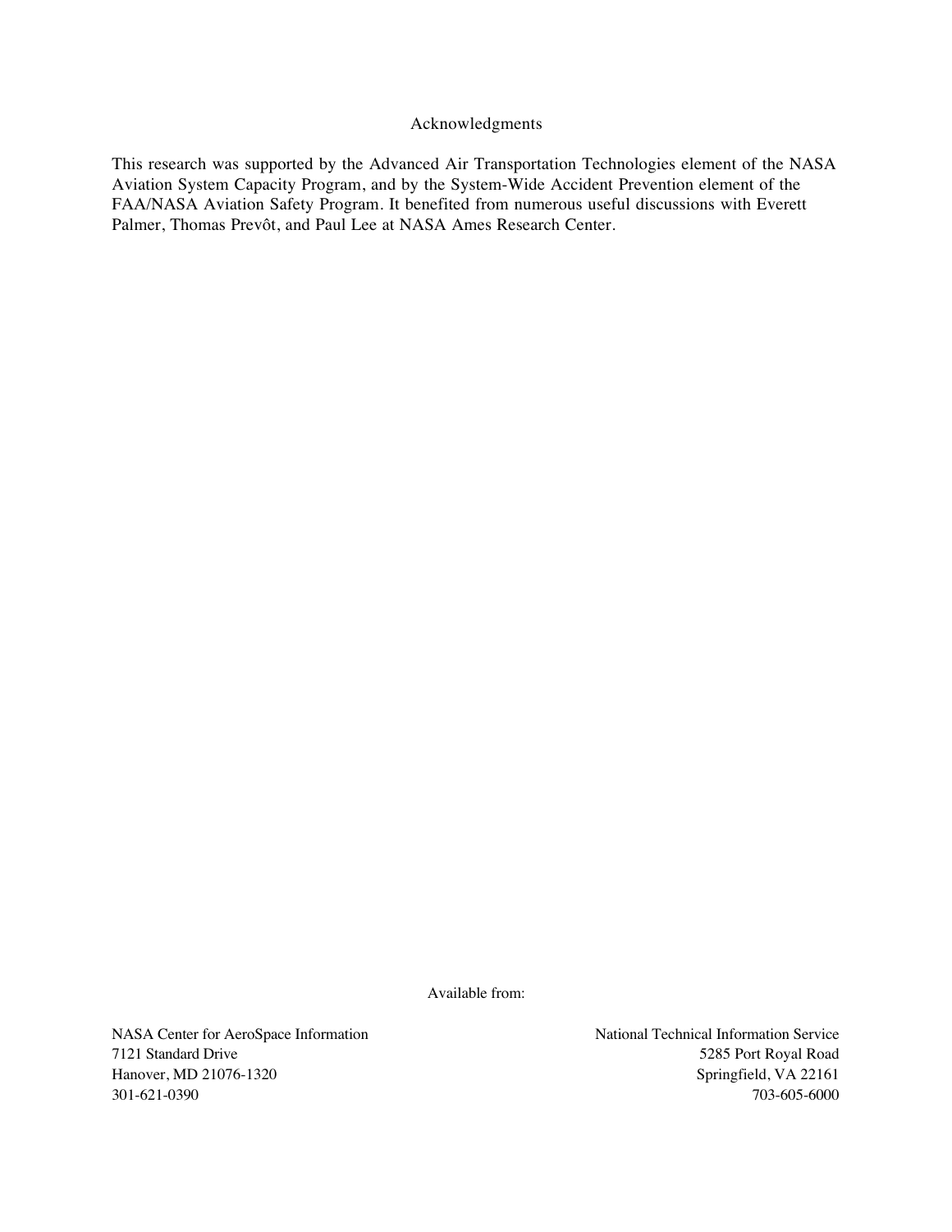## Acknowledgments

This research was supported by the Advanced Air Transportation Technologies element of the NASA Aviation System Capacity Program, and by the System-Wide Accident Prevention element of the FAA/NASA Aviation Safety Program. It benefited from numerous useful discussions with Everett Palmer, Thomas Prevôt, and Paul Lee at NASA Ames Research Center.

Available from:

NASA Center for AeroSpace Information
7121 Standard Drive
Hanover, MD 21076-1320
301-621-0390

National Technical Information Service
5285 Port Royal Road
Springfield, VA 22161
703-605-6000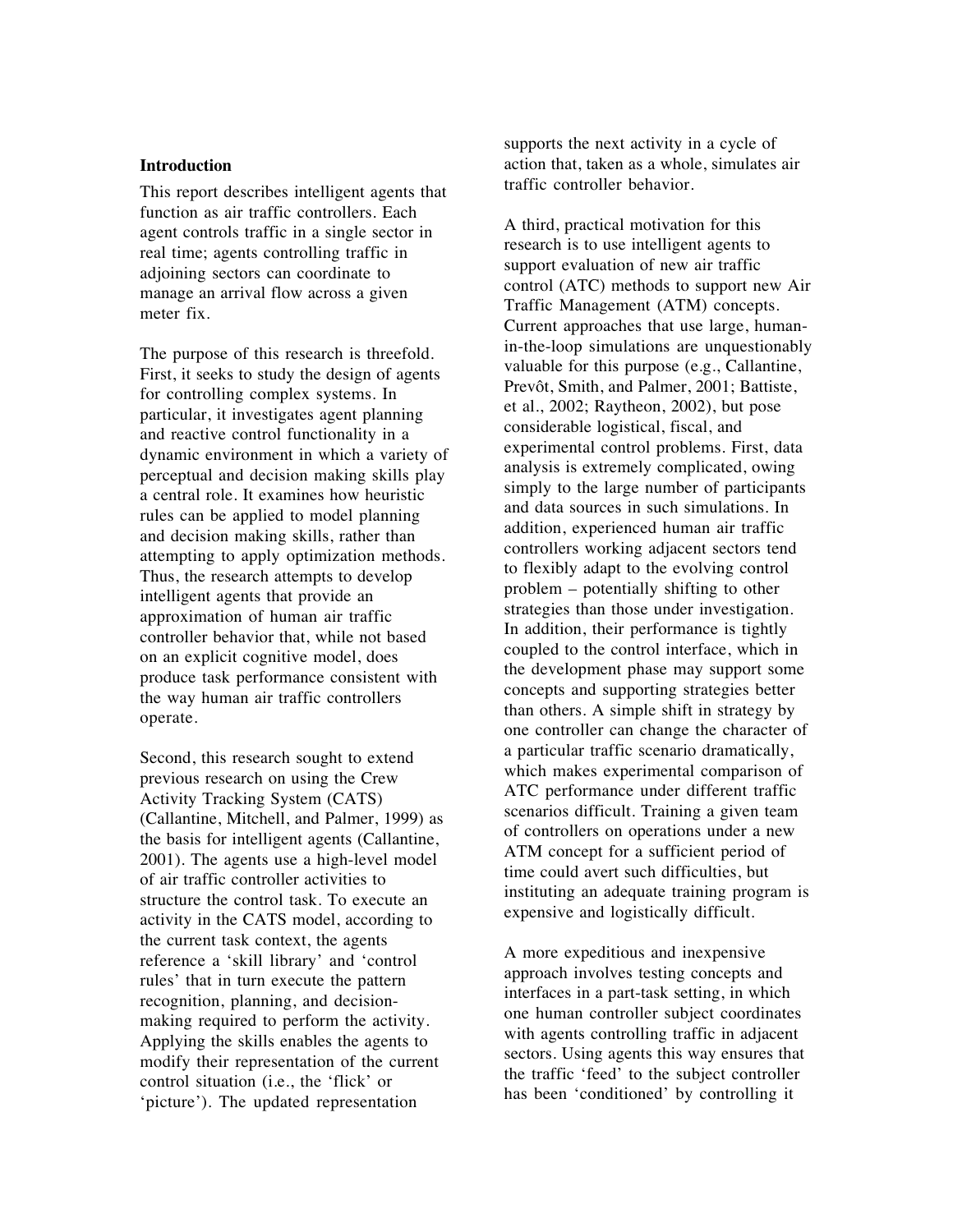## Introduction

This report describes intelligent agents that function as air traffic controllers. Each agent controls traffic in a single sector in real time; agents controlling traffic in adjoining sectors can coordinate to manage an arrival flow across a given meter fix.

The purpose of this research is threefold. First, it seeks to study the design of agents for controlling complex systems. In particular, it investigates agent planning and reactive control functionality in a dynamic environment in which a variety of perceptual and decision making skills play a central role. It examines how heuristic rules can be applied to model planning and decision making skills, rather than attempting to apply optimization methods. Thus, the research attempts to develop intelligent agents that provide an approximation of human air traffic controller behavior that, while not based on an explicit cognitive model, does produce task performance consistent with the way human air traffic controllers operate.

Second, this research sought to extend previous research on using the Crew Activity Tracking System (CATS) (Callantine, Mitchell, and Palmer, 1999) as the basis for intelligent agents (Callantine, 2001). The agents use a high-level model of air traffic controller activities to structure the control task. To execute an activity in the CATS model, according to the current task context, the agents reference a 'skill library' and 'control rules' that in turn execute the pattern recognition, planning, and decision-making required to perform the activity. Applying the skills enables the agents to modify their representation of the current control situation (i.e., the 'flick' or 'picture'). The updated representation supports the next activity in a cycle of action that, taken as a whole, simulates air traffic controller behavior.

A third, practical motivation for this research is to use intelligent agents to support evaluation of new air traffic control (ATC) methods to support new Air Traffic Management (ATM) concepts. Current approaches that use large, human-in-the-loop simulations are unquestionably valuable for this purpose (e.g., Callantine, Prevôt, Smith, and Palmer, 2001; Battiste, et al., 2002; Raytheon, 2002), but pose considerable logistical, fiscal, and experimental control problems. First, data analysis is extremely complicated, owing simply to the large number of participants and data sources in such simulations. In addition, experienced human air traffic controllers working adjacent sectors tend to flexibly adapt to the evolving control problem – potentially shifting to other strategies than those under investigation. In addition, their performance is tightly coupled to the control interface, which in the development phase may support some concepts and supporting strategies better than others. A simple shift in strategy by one controller can change the character of a particular traffic scenario dramatically, which makes experimental comparison of ATC performance under different traffic scenarios difficult. Training a given team of controllers on operations under a new ATM concept for a sufficient period of time could avert such difficulties, but instituting an adequate training program is expensive and logistically difficult.

A more expeditious and inexpensive approach involves testing concepts and interfaces in a part-task setting, in which one human controller subject coordinates with agents controlling traffic in adjacent sectors. Using agents this way ensures that the traffic 'feed' to the subject controller has been 'conditioned' by controlling it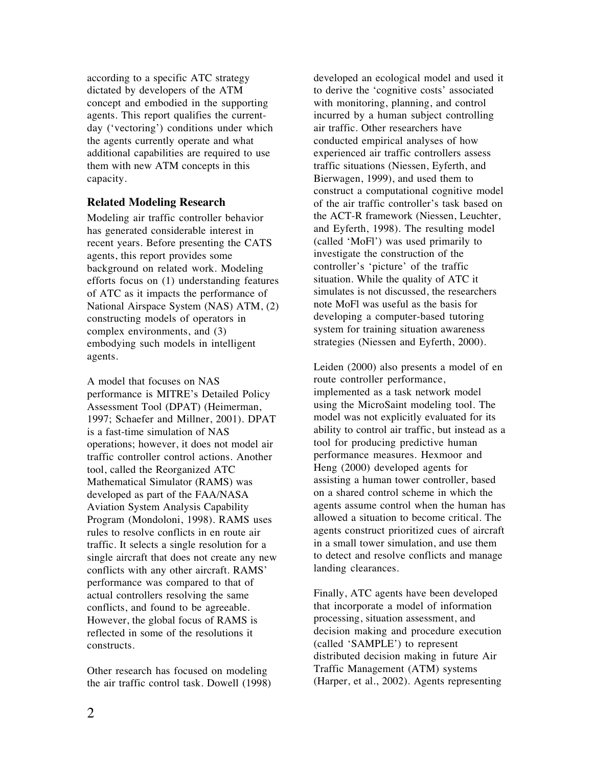according to a specific ATC strategy dictated by developers of the ATM concept and embodied in the supporting agents. This report qualifies the current-day ('vectoring') conditions under which the agents currently operate and what additional capabilities are required to use them with new ATM concepts in this capacity.

### Related Modeling Research

Modeling air traffic controller behavior has generated considerable interest in recent years. Before presenting the CATS agents, this report provides some background on related work. Modeling efforts focus on (1) understanding features of ATC as it impacts the performance of National Airspace System (NAS) ATM, (2) constructing models of operators in complex environments, and (3) embodying such models in intelligent agents.

A model that focuses on NAS performance is MITRE's Detailed Policy Assessment Tool (DPAT) (Heimerman, 1997; Schaefer and Millner, 2001). DPAT is a fast-time simulation of NAS operations; however, it does not model air traffic controller control actions. Another tool, called the Reorganized ATC Mathematical Simulator (RAMS) was developed as part of the FAA/NASA Aviation System Analysis Capability Program (Mondoloni, 1998). RAMS uses rules to resolve conflicts in en route air traffic. It selects a single resolution for a single aircraft that does not create any new conflicts with any other aircraft. RAMS' performance was compared to that of actual controllers resolving the same conflicts, and found to be agreeable. However, the global focus of RAMS is reflected in some of the resolutions it constructs.

Other research has focused on modeling the air traffic control task. Dowell (1998) developed an ecological model and used it to derive the 'cognitive costs' associated with monitoring, planning, and control incurred by a human subject controlling air traffic. Other researchers have conducted empirical analyses of how experienced air traffic controllers assess traffic situations (Niessen, Eyferth, and Bierwagen, 1999), and used them to construct a computational cognitive model of the air traffic controller's task based on the ACT-R framework (Niessen, Leuchter, and Eyferth, 1998). The resulting model (called 'MoFl') was used primarily to investigate the construction of the controller's 'picture' of the traffic situation. While the quality of ATC it simulates is not discussed, the researchers note MoFl was useful as the basis for developing a computer-based tutoring system for training situation awareness strategies (Niessen and Eyferth, 2000).

Leiden (2000) also presents a model of en route controller performance, implemented as a task network model using the MicroSaint modeling tool. The model was not explicitly evaluated for its ability to control air traffic, but instead as a tool for producing predictive human performance measures. Hexmoor and Heng (2000) developed agents for assisting a human tower controller, based on a shared control scheme in which the agents assume control when the human has allowed a situation to become critical. The agents construct prioritized cues of aircraft in a small tower simulation, and use them to detect and resolve conflicts and manage landing clearances.

Finally, ATC agents have been developed that incorporate a model of information processing, situation assessment, and decision making and procedure execution (called 'SAMPLE') to represent distributed decision making in future Air Traffic Management (ATM) systems (Harper, et al., 2002). Agents representing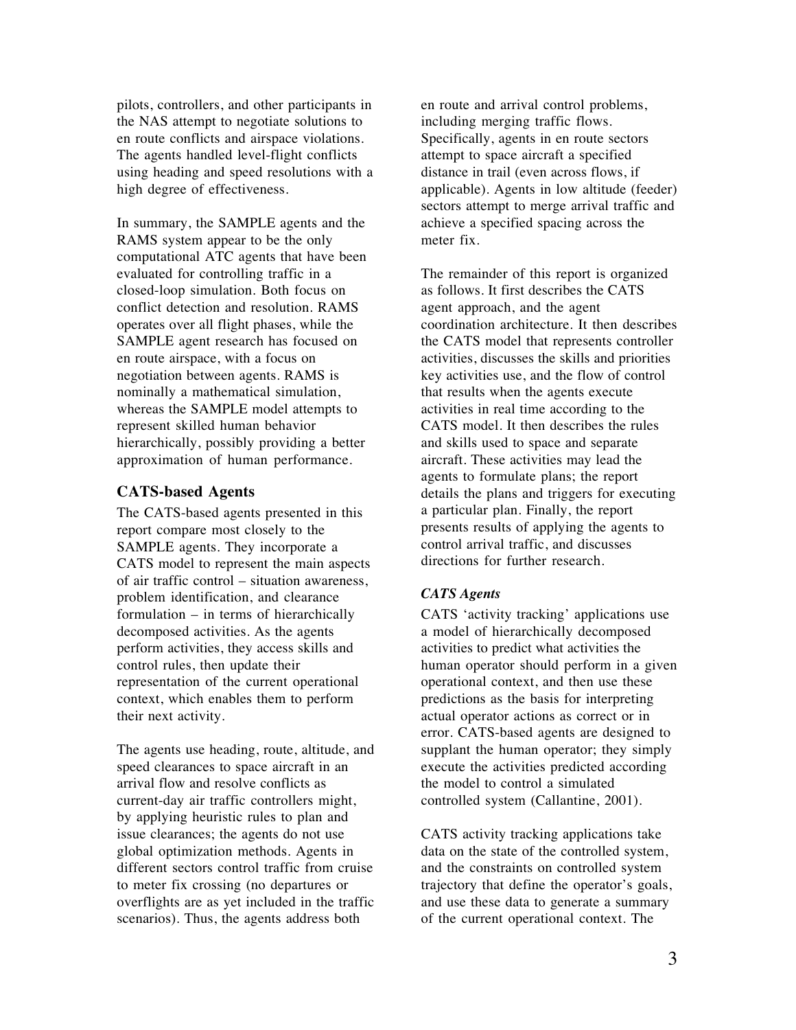pilots, controllers, and other participants in the NAS attempt to negotiate solutions to en route conflicts and airspace violations. The agents handled level-flight conflicts using heading and speed resolutions with a high degree of effectiveness.

In summary, the SAMPLE agents and the RAMS system appear to be the only computational ATC agents that have been evaluated for controlling traffic in a closed-loop simulation. Both focus on conflict detection and resolution. RAMS operates over all flight phases, while the SAMPLE agent research has focused on en route airspace, with a focus on negotiation between agents. RAMS is nominally a mathematical simulation, whereas the SAMPLE model attempts to represent skilled human behavior hierarchically, possibly providing a better approximation of human performance.

## CATS-based Agents

The CATS-based agents presented in this report compare most closely to the SAMPLE agents. They incorporate a CATS model to represent the main aspects of air traffic control – situation awareness, problem identification, and clearance formulation – in terms of hierarchically decomposed activities. As the agents perform activities, they access skills and control rules, then update their representation of the current operational context, which enables them to perform their next activity.

The agents use heading, route, altitude, and speed clearances to space aircraft in an arrival flow and resolve conflicts as current-day air traffic controllers might, by applying heuristic rules to plan and issue clearances; the agents do not use global optimization methods. Agents in different sectors control traffic from cruise to meter fix crossing (no departures or overflights are as yet included in the traffic scenarios). Thus, the agents address both en route and arrival control problems, including merging traffic flows. Specifically, agents in en route sectors attempt to space aircraft a specified distance in trail (even across flows, if applicable). Agents in low altitude (feeder) sectors attempt to merge arrival traffic and achieve a specified spacing across the meter fix.

The remainder of this report is organized as follows. It first describes the CATS agent approach, and the agent coordination architecture. It then describes the CATS model that represents controller activities, discusses the skills and priorities key activities use, and the flow of control that results when the agents execute activities in real time according to the CATS model. It then describes the rules and skills used to space and separate aircraft. These activities may lead the agents to formulate plans; the report details the plans and triggers for executing a particular plan. Finally, the report presents results of applying the agents to control arrival traffic, and discusses directions for further research.

### *CATS Agents*

CATS 'activity tracking' applications use a model of hierarchically decomposed activities to predict what activities the human operator should perform in a given operational context, and then use these predictions as the basis for interpreting actual operator actions as correct or in error. CATS-based agents are designed to supplant the human operator; they simply execute the activities predicted according the model to control a simulated controlled system (Callantine, 2001).

CATS activity tracking applications take data on the state of the controlled system, and the constraints on controlled system trajectory that define the operator's goals, and use these data to generate a summary of the current operational context. The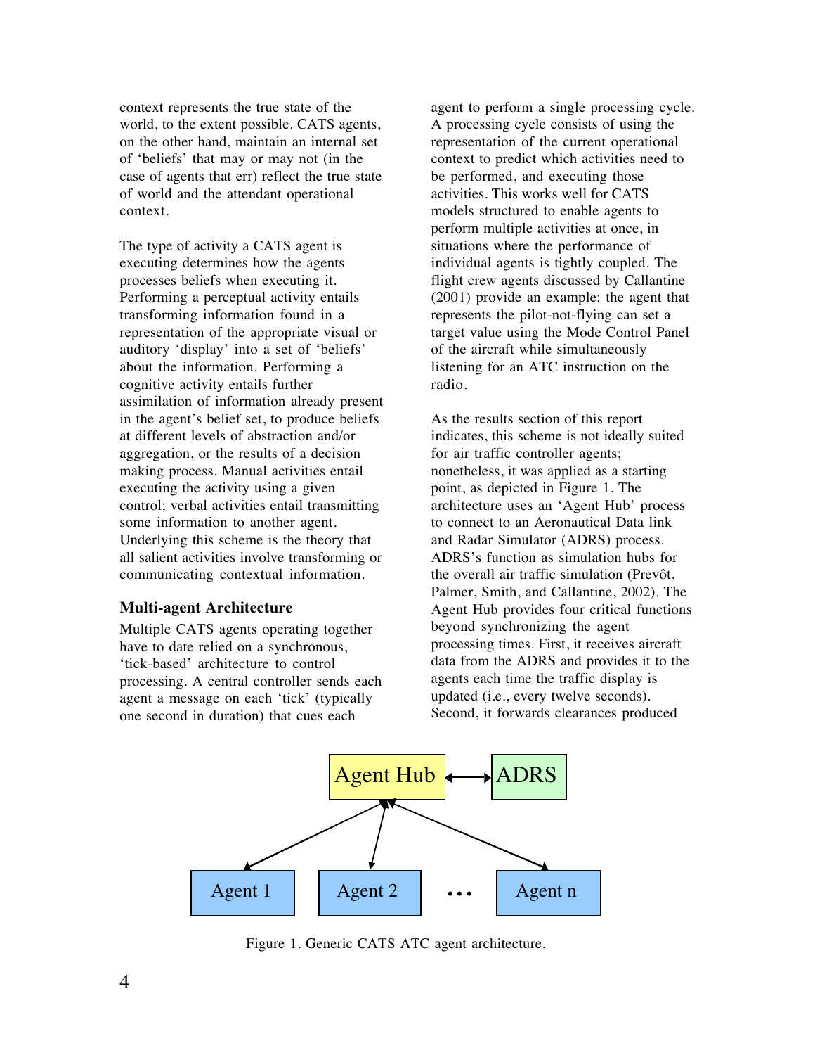context represents the true state of the world, to the extent possible. CATS agents, on the other hand, maintain an internal set of 'beliefs' that may or may not (in the case of agents that err) reflect the true state of world and the attendant operational context.

The type of activity a CATS agent is executing determines how the agents processes beliefs when executing it. Performing a perceptual activity entails transforming information found in a representation of the appropriate visual or auditory 'display' into a set of 'beliefs' about the information. Performing a cognitive activity entails further assimilation of information already present in the agent's belief set, to produce beliefs at different levels of abstraction and/or aggregation, or the results of a decision making process. Manual activities entail executing the activity using a given control; verbal activities entail transmitting some information to another agent. Underlying this scheme is the theory that all salient activities involve transforming or communicating contextual information.

### Multi-agent Architecture

Multiple CATS agents operating together have to date relied on a synchronous, 'tick-based' architecture to control processing. A central controller sends each agent a message on each 'tick' (typically one second in duration) that cues each agent to perform a single processing cycle. A processing cycle consists of using the representation of the current operational context to predict which activities need to be performed, and executing those activities. This works well for CATS models structured to enable agents to perform multiple activities at once, in situations where the performance of individual agents is tightly coupled. The flight crew agents discussed by Callantine (2001) provide an example: the agent that represents the pilot-not-flying can set a target value using the Mode Control Panel of the aircraft while simultaneously listening for an ATC instruction on the radio.

As the results section of this report indicates, this scheme is not ideally suited for air traffic controller agents; nonetheless, it was applied as a starting point, as depicted in Figure 1. The architecture uses an 'Agent Hub' process to connect to an Aeronautical Data link and Radar Simulator (ADRS) process. ADRS's function as simulation hubs for the overall air traffic simulation (Prevôt, Palmer, Smith, and Callantine, 2002). The Agent Hub provides four critical functions beyond synchronizing the agent processing times. First, it receives aircraft data from the ADRS and provides it to the agents each time the traffic display is updated (i.e., every twelve seconds). Second, it forwards clearances produced

Figure 1. Generic CATS ATC agent architecture.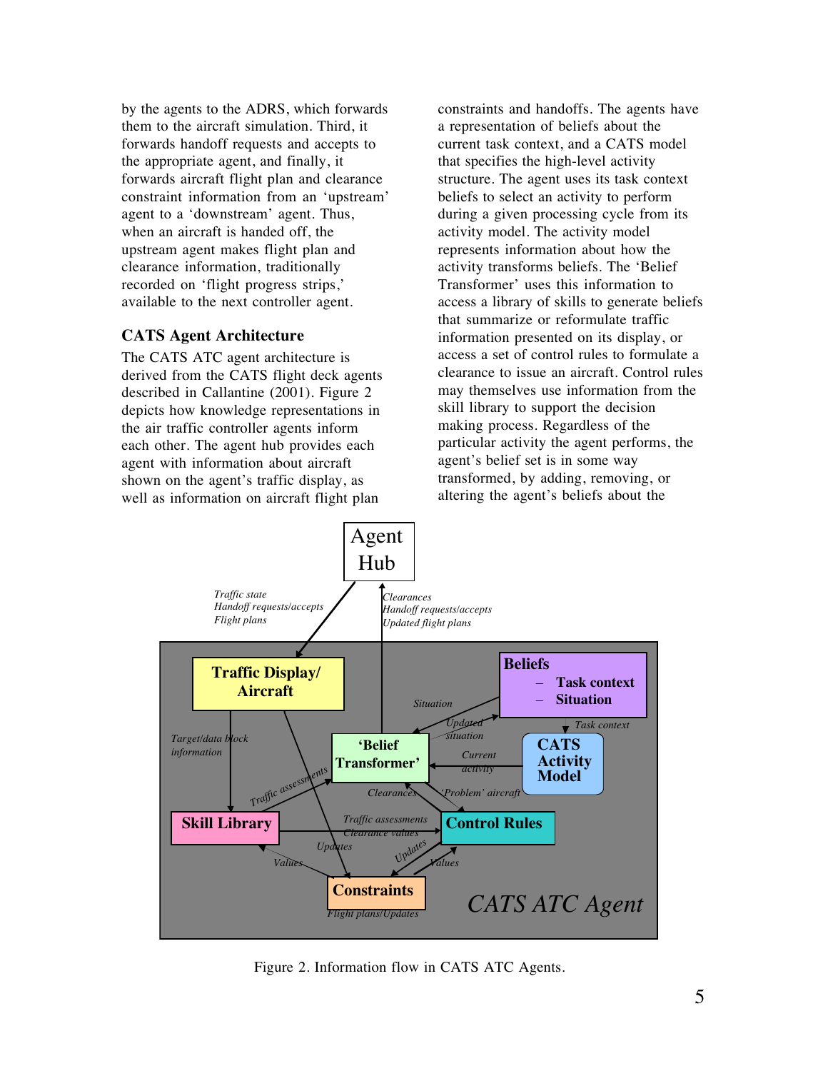by the agents to the ADRS, which forwards them to the aircraft simulation. Third, it forwards handoff requests and accepts to the appropriate agent, and finally, it forwards aircraft flight plan and clearance constraint information from an 'upstream' agent to a 'downstream' agent. Thus, when an aircraft is handed off, the upstream agent makes flight plan and clearance information, traditionally recorded on 'flight progress strips,' available to the next controller agent.

### CATS Agent Architecture

The CATS ATC agent architecture is derived from the CATS flight deck agents described in Callantine (2001). Figure 2 depicts how knowledge representations in the air traffic controller agents inform each other. The agent hub provides each agent with information about aircraft shown on the agent's traffic display, as well as information on aircraft flight plan constraints and handoffs. The agents have a representation of beliefs about the current task context, and a CATS model that specifies the high-level activity structure. The agent uses its task context beliefs to select an activity to perform during a given processing cycle from its activity model. The activity model represents information about how the activity transforms beliefs. The 'Belief Transformer' uses this information to access a library of skills to generate beliefs that summarize or reformulate traffic information presented on its display, or access a set of control rules to formulate a clearance to issue an aircraft. Control rules may themselves use information from the skill library to support the decision making process. Regardless of the particular activity the agent performs, the agent's belief set is in some way transformed, by adding, removing, or altering the agent's beliefs about the

Figure 2. Information flow in CATS ATC Agents.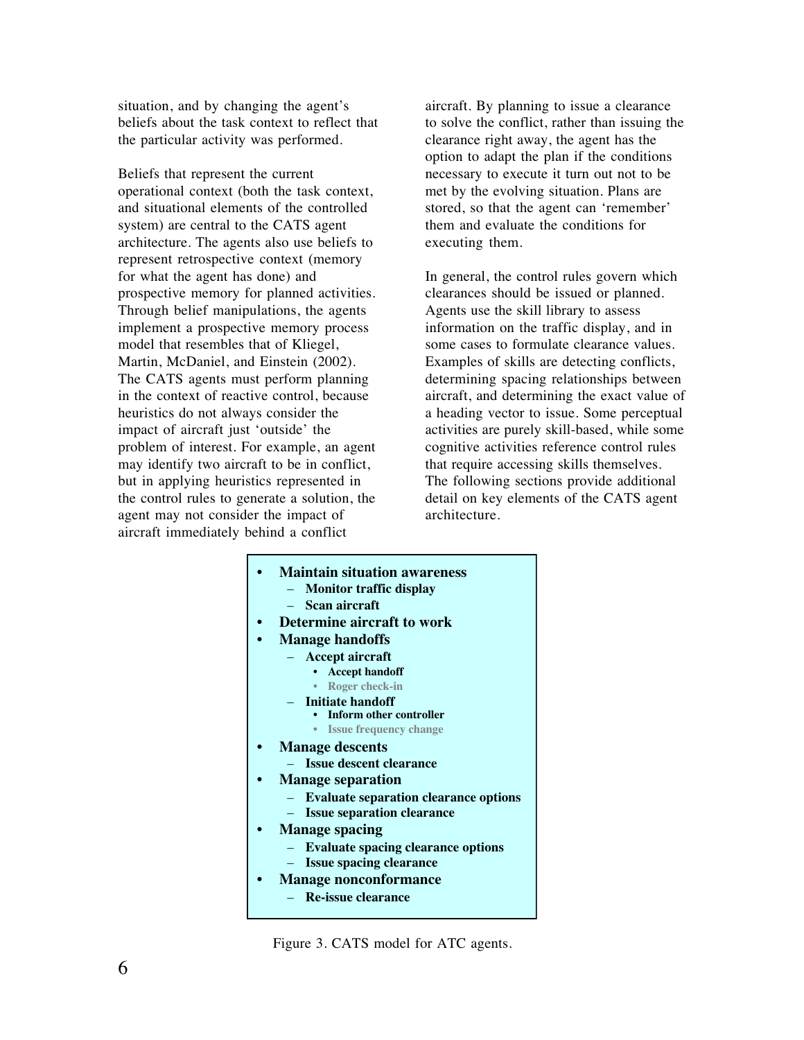situation, and by changing the agent's beliefs about the task context to reflect that the particular activity was performed.

Beliefs that represent the current operational context (both the task context, and situational elements of the controlled system) are central to the CATS agent architecture. The agents also use beliefs to represent retrospective context (memory for what the agent has done) and prospective memory for planned activities. Through belief manipulations, the agents implement a prospective memory process model that resembles that of Kliegel, Martin, McDaniel, and Einstein (2002). The CATS agents must perform planning in the context of reactive control, because heuristics do not always consider the impact of aircraft just 'outside' the problem of interest. For example, an agent may identify two aircraft to be in conflict, but in applying heuristics represented in the control rules to generate a solution, the agent may not consider the impact of aircraft immediately behind a conflict aircraft. By planning to issue a clearance to solve the conflict, rather than issuing the clearance right away, the agent has the option to adapt the plan if the conditions necessary to execute it turn out not to be met by the evolving situation. Plans are stored, so that the agent can 'remember' them and evaluate the conditions for executing them.

In general, the control rules govern which clearances should be issued or planned. Agents use the skill library to assess information on the traffic display, and in some cases to formulate clearance values. Examples of skills are detecting conflicts, determining spacing relationships between aircraft, and determining the exact value of a heading vector to issue. Some perceptual activities are purely skill-based, while some cognitive activities reference control rules that require accessing skills themselves. The following sections provide additional detail on key elements of the CATS agent architecture.

- **Maintain situation awareness**
  - **Monitor traffic display**
  - **Scan aircraft**
- **Determine aircraft to work**
- **Manage handoffs**
  - **Accept aircraft**
    - **Accept handoff**
    - **Roger check-in**
  - **Initiate handoff**
    - **Inform other controller**
    - **Issue frequency change**
- **Manage descents**
  - **Issue descent clearance**
- **Manage separation**
  - **Evaluate separation clearance options**
  - **Issue separation clearance**
- **Manage spacing**
  - **Evaluate spacing clearance options**
  - **Issue spacing clearance**
- **Manage nonconformance**
  - **Re-issue clearance**

Figure 3. CATS model for ATC agents.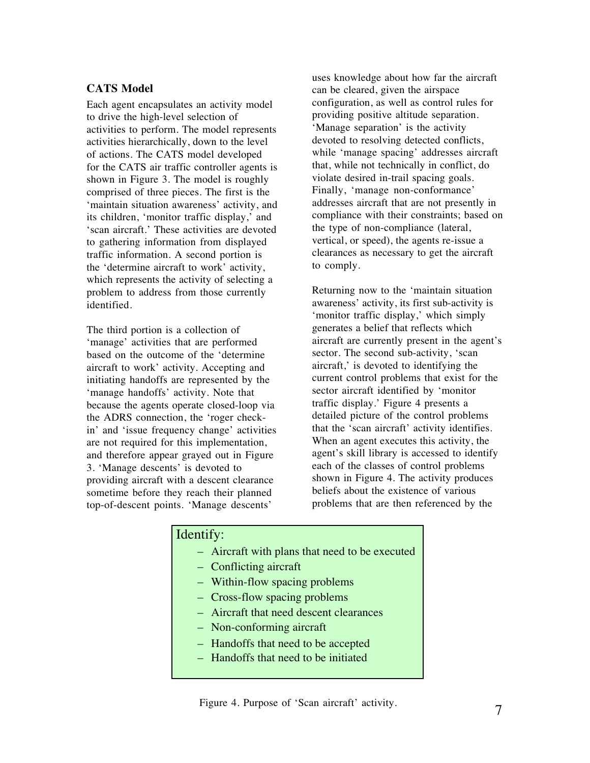### CATS Model

Each agent encapsulates an activity model to drive the high-level selection of activities to perform. The model represents activities hierarchically, down to the level of actions. The CATS model developed for the CATS air traffic controller agents is shown in Figure 3. The model is roughly comprised of three pieces. The first is the 'maintain situation awareness' activity, and its children, 'monitor traffic display,' and 'scan aircraft.' These activities are devoted to gathering information from displayed traffic information. A second portion is the 'determine aircraft to work' activity, which represents the activity of selecting a problem to address from those currently identified.

The third portion is a collection of 'manage' activities that are performed based on the outcome of the 'determine aircraft to work' activity. Accepting and initiating handoffs are represented by the 'manage handoffs' activity. Note that because the agents operate closed-loop via the ADRS connection, the 'roger check-in' and 'issue frequency change' activities are not required for this implementation, and therefore appear grayed out in Figure 3. 'Manage descents' is devoted to providing aircraft with a descent clearance sometime before they reach their planned top-of-descent points. 'Manage descents' uses knowledge about how far the aircraft can be cleared, given the airspace configuration, as well as control rules for providing positive altitude separation. 'Manage separation' is the activity devoted to resolving detected conflicts, while 'manage spacing' addresses aircraft that, while not technically in conflict, do violate desired in-trail spacing goals. Finally, 'manage non-conformance' addresses aircraft that are not presently in compliance with their constraints; based on the type of non-compliance (lateral, vertical, or speed), the agents re-issue a clearances as necessary to get the aircraft to comply.

Returning now to the 'maintain situation awareness' activity, its first sub-activity is 'monitor traffic display,' which simply generates a belief that reflects which aircraft are currently present in the agent's sector. The second sub-activity, 'scan aircraft,' is devoted to identifying the current control problems that exist for the sector aircraft identified by 'monitor traffic display.' Figure 4 presents a detailed picture of the control problems that the 'scan aircraft' activity identifies. When an agent executes this activity, the agent's skill library is accessed to identify each of the classes of control problems shown in Figure 4. The activity produces beliefs about the existence of various problems that are then referenced by the

Identify:

- Aircraft with plans that need to be executed
- Conflicting aircraft
- Within-flow spacing problems
- Cross-flow spacing problems
- Aircraft that need descent clearances
- Non-conforming aircraft
- Handoffs that need to be accepted
- Handoffs that need to be initiated

Figure 4. Purpose of 'Scan aircraft' activity.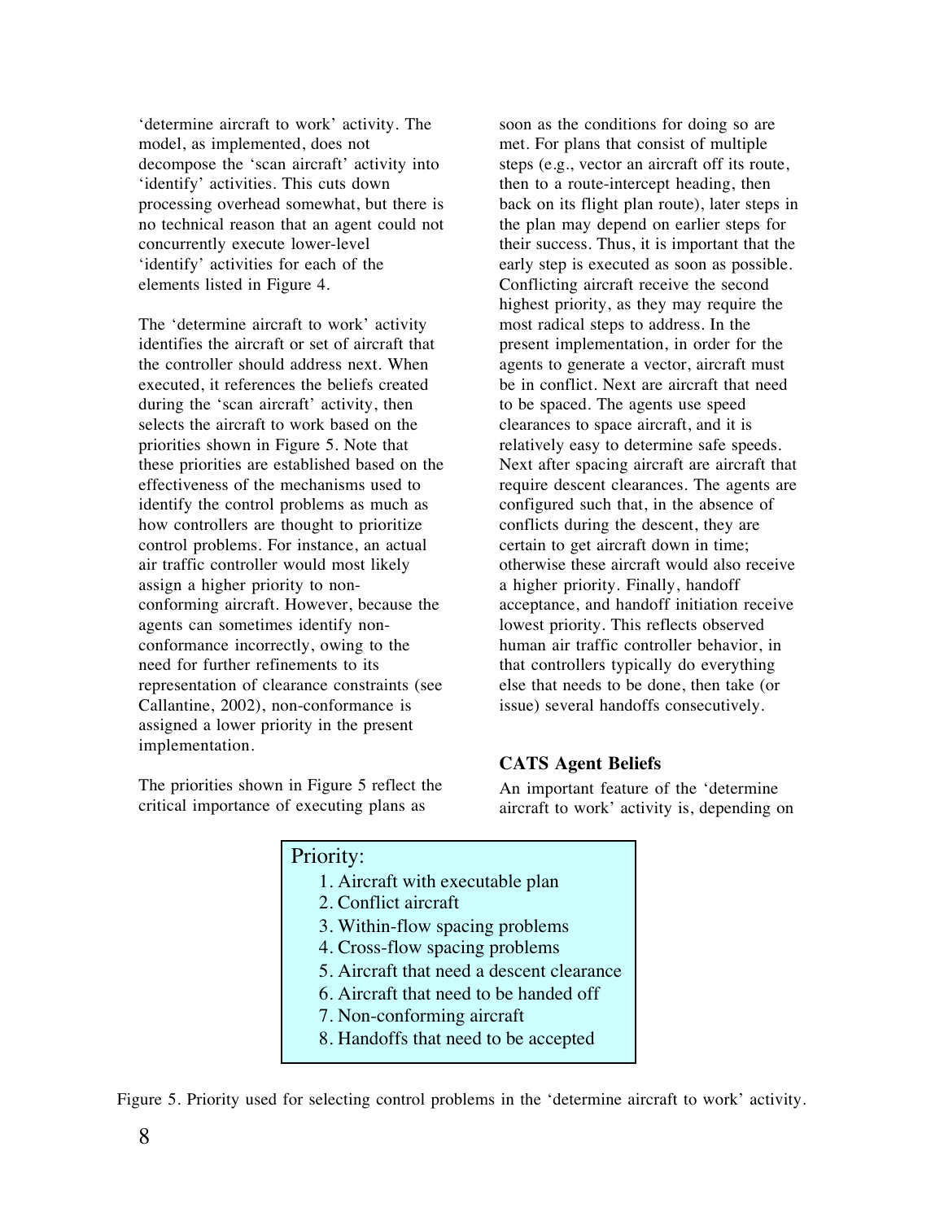'determine aircraft to work' activity. The model, as implemented, does not decompose the 'scan aircraft' activity into 'identify' activities. This cuts down processing overhead somewhat, but there is no technical reason that an agent could not concurrently execute lower-level 'identify' activities for each of the elements listed in Figure 4.

The 'determine aircraft to work' activity identifies the aircraft or set of aircraft that the controller should address next. When executed, it references the beliefs created during the 'scan aircraft' activity, then selects the aircraft to work based on the priorities shown in Figure 5. Note that these priorities are established based on the effectiveness of the mechanisms used to identify the control problems as much as how controllers are thought to prioritize control problems. For instance, an actual air traffic controller would most likely assign a higher priority to non-conforming aircraft. However, because the agents can sometimes identify non-conformance incorrectly, owing to the need for further refinements to its representation of clearance constraints (see Callantine, 2002), non-conformance is assigned a lower priority in the present implementation.

The priorities shown in Figure 5 reflect the critical importance of executing plans as soon as the conditions for doing so are met. For plans that consist of multiple steps (e.g., vector an aircraft off its route, then to a route-intercept heading, then back on its flight plan route), later steps in the plan may depend on earlier steps for their success. Thus, it is important that the early step is executed as soon as possible. Conflicting aircraft receive the second highest priority, as they may require the most radical steps to address. In the present implementation, in order for the agents to generate a vector, aircraft must be in conflict. Next are aircraft that need to be spaced. The agents use speed clearances to space aircraft, and it is relatively easy to determine safe speeds. Next after spacing aircraft are aircraft that require descent clearances. The agents are configured such that, in the absence of conflicts during the descent, they are certain to get aircraft down in time; otherwise these aircraft would also receive a higher priority. Finally, handoff acceptance, and handoff initiation receive lowest priority. This reflects observed human air traffic controller behavior, in that controllers typically do everything else that needs to be done, then take (or issue) several handoffs consecutively.

### CATS Agent Beliefs

An important feature of the 'determine aircraft to work' activity is, depending on

Priority:

1. Aircraft with executable plan
2. Conflict aircraft
3. Within-flow spacing problems
4. Cross-flow spacing problems
5. Aircraft that need a descent clearance
6. Aircraft that need to be handed off
7. Non-conforming aircraft
8. Handoffs that need to be accepted

Figure 5. Priority used for selecting control problems in the 'determine aircraft to work' activity.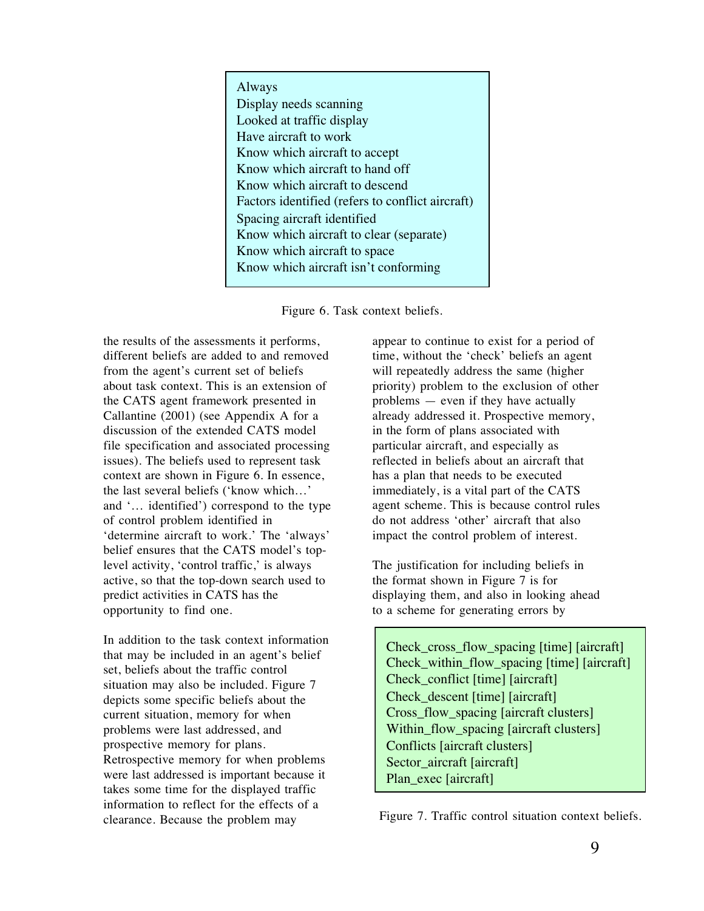```
Always
Display needs scanning
Looked at traffic display
Have aircraft to work
Know which aircraft to accept
Know which aircraft to hand off
Know which aircraft to descend
Factors identified (refers to conflict aircraft)
Spacing aircraft identified
Know which aircraft to clear (separate)
Know which aircraft to space
Know which aircraft isn't conforming
```

Figure 6. Task context beliefs.

the results of the assessments it performs, different beliefs are added to and removed from the agent's current set of beliefs about task context. This is an extension of the CATS agent framework presented in Callantine (2001) (see Appendix A for a discussion of the extended CATS model file specification and associated processing issues). The beliefs used to represent task context are shown in Figure 6. In essence, the last several beliefs ('know which…' and '… identified') correspond to the type of control problem identified in 'determine aircraft to work.' The 'always' belief ensures that the CATS model's top-level activity, 'control traffic,' is always active, so that the top-down search used to predict activities in CATS has the opportunity to find one.

In addition to the task context information that may be included in an agent's belief set, beliefs about the traffic control situation may also be included. Figure 7 depicts some specific beliefs about the current situation, memory for when problems were last addressed, and prospective memory for plans. Retrospective memory for when problems were last addressed is important because it takes some time for the displayed traffic information to reflect for the effects of a clearance. Because the problem may appear to continue to exist for a period of time, without the 'check' beliefs an agent will repeatedly address the same (higher priority) problem to the exclusion of other problems — even if they have actually already addressed it. Prospective memory, in the form of plans associated with particular aircraft, and especially as reflected in beliefs about an aircraft that has a plan that needs to be executed immediately, is a vital part of the CATS agent scheme. This is because control rules do not address 'other' aircraft that also impact the control problem of interest.

The justification for including beliefs in the format shown in Figure 7 is for displaying them, and also in looking ahead to a scheme for generating errors by

```
Check_cross_flow_spacing [time] [aircraft]
Check_within_flow_spacing [time] [aircraft]
Check_conflict [time] [aircraft]
Check_descent [time] [aircraft]
Cross_flow_spacing [aircraft clusters]
Within_flow_spacing [aircraft clusters]
Conflicts [aircraft clusters]
Sector_aircraft [aircraft]
Plan_exec [aircraft]
```

Figure 7. Traffic control situation context beliefs.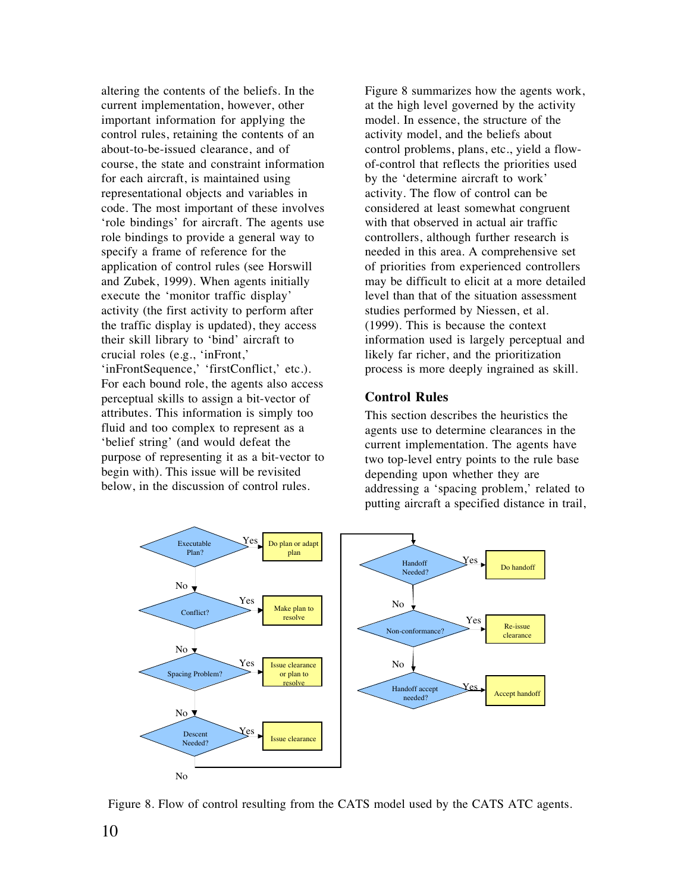altering the contents of the beliefs. In the current implementation, however, other important information for applying the control rules, retaining the contents of an about-to-be-issued clearance, and of course, the state and constraint information for each aircraft, is maintained using representational objects and variables in code. The most important of these involves 'role bindings' for aircraft. The agents use role bindings to provide a general way to specify a frame of reference for the application of control rules (see Horswill and Zubek, 1999). When agents initially execute the 'monitor traffic display' activity (the first activity to perform after the traffic display is updated), they access their skill library to 'bind' aircraft to crucial roles (e.g., 'inFront,' 'inFrontSequence,' 'firstConflict,' etc.). For each bound role, the agents also access perceptual skills to assign a bit-vector of attributes. This information is simply too fluid and too complex to represent as a 'belief string' (and would defeat the purpose of representing it as a bit-vector to begin with). This issue will be revisited below, in the discussion of control rules.

Figure 8 summarizes how the agents work, at the high level governed by the activity model. In essence, the structure of the activity model, and the beliefs about control problems, plans, etc., yield a flow-of-control that reflects the priorities used by the 'determine aircraft to work' activity. The flow of control can be considered at least somewhat congruent with that observed in actual air traffic controllers, although further research is needed in this area. A comprehensive set of priorities from experienced controllers may be difficult to elicit at a more detailed level than that of the situation assessment studies performed by Niessen, et al. (1999). This is because the context information used is largely perceptual and likely far richer, and the prioritization process is more deeply ingrained as skill.

### Control Rules

This section describes the heuristics the agents use to determine clearances in the current implementation. The agents have two top-level entry points to the rule base depending upon whether they are addressing a 'spacing problem,' related to putting aircraft a specified distance in trail,

Figure 8. Flow of control resulting from the CATS model used by the CATS ATC agents.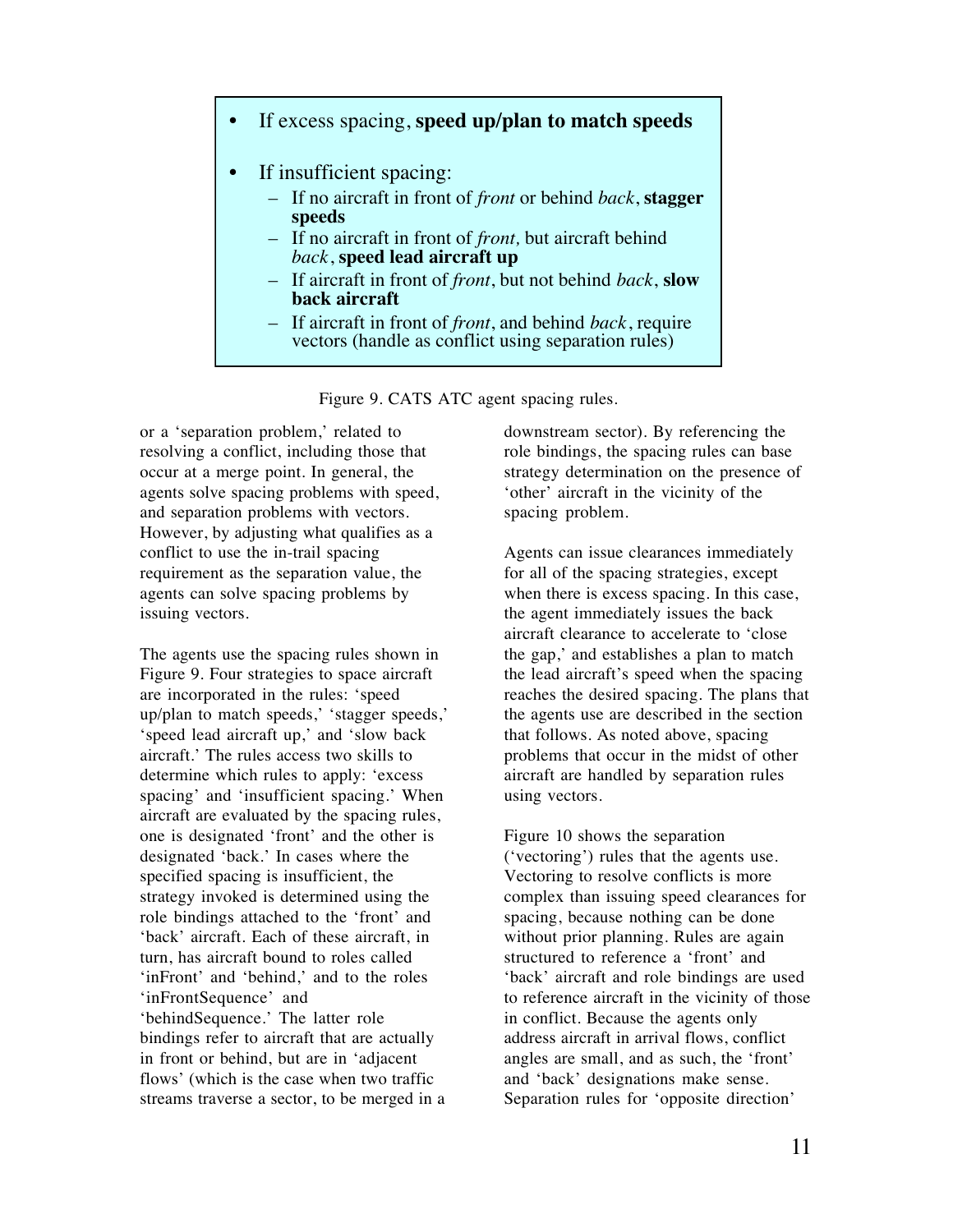- If excess spacing, **speed up/plan to match speeds**
- If insufficient spacing:
  - If no aircraft in front of *front* or behind *back*, **stagger speeds**
  - If no aircraft in front of *front,* but aircraft behind *back*, **speed lead aircraft up**
  - If aircraft in front of *front*, but not behind *back*, **slow back aircraft**
  - If aircraft in front of *front*, and behind *back*, require vectors (handle as conflict using separation rules)

Figure 9. CATS ATC agent spacing rules.

or a 'separation problem,' related to resolving a conflict, including those that occur at a merge point. In general, the agents solve spacing problems with speed, and separation problems with vectors. However, by adjusting what qualifies as a conflict to use the in-trail spacing requirement as the separation value, the agents can solve spacing problems by issuing vectors.

The agents use the spacing rules shown in Figure 9. Four strategies to space aircraft are incorporated in the rules: 'speed up/plan to match speeds,' 'stagger speeds,' 'speed lead aircraft up,' and 'slow back aircraft.' The rules access two skills to determine which rules to apply: 'excess spacing' and 'insufficient spacing.' When aircraft are evaluated by the spacing rules, one is designated 'front' and the other is designated 'back.' In cases where the specified spacing is insufficient, the strategy invoked is determined using the role bindings attached to the 'front' and 'back' aircraft. Each of these aircraft, in turn, has aircraft bound to roles called 'inFront' and 'behind,' and to the roles 'inFrontSequence' and 'behindSequence.' The latter role bindings refer to aircraft that are actually in front or behind, but are in 'adjacent flows' (which is the case when two traffic streams traverse a sector, to be merged in a downstream sector). By referencing the role bindings, the spacing rules can base strategy determination on the presence of 'other' aircraft in the vicinity of the spacing problem.

Agents can issue clearances immediately for all of the spacing strategies, except when there is excess spacing. In this case, the agent immediately issues the back aircraft clearance to accelerate to 'close the gap,' and establishes a plan to match the lead aircraft's speed when the spacing reaches the desired spacing. The plans that the agents use are described in the section that follows. As noted above, spacing problems that occur in the midst of other aircraft are handled by separation rules using vectors.

Figure 10 shows the separation ('vectoring') rules that the agents use. Vectoring to resolve conflicts is more complex than issuing speed clearances for spacing, because nothing can be done without prior planning. Rules are again structured to reference a 'front' and 'back' aircraft and role bindings are used to reference aircraft in the vicinity of those in conflict. Because the agents only address aircraft in arrival flows, conflict angles are small, and as such, the 'front' and 'back' designations make sense. Separation rules for 'opposite direction'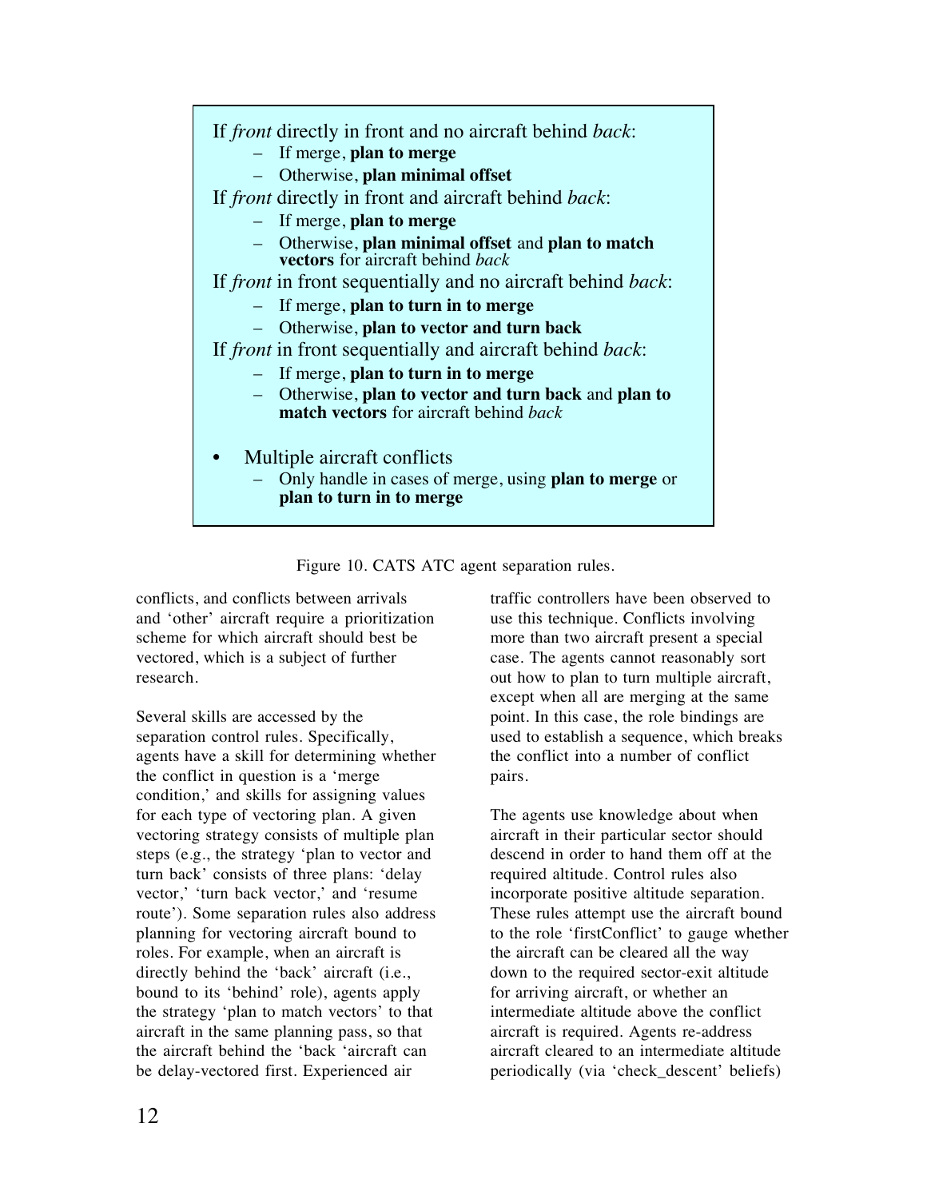If *front* directly in front and no aircraft behind *back*:

- If merge, **plan to merge**
- Otherwise, **plan minimal offset**

If *front* directly in front and aircraft behind *back*:

- If merge, **plan to merge**
- Otherwise, **plan minimal offset** and **plan to match vectors** for aircraft behind *back*

If *front* in front sequentially and no aircraft behind *back*:

- If merge, **plan to turn in to merge**
- Otherwise, **plan to vector and turn back**

If *front* in front sequentially and aircraft behind *back*:

- If merge, **plan to turn in to merge**
- Otherwise, **plan to vector and turn back** and **plan to match vectors** for aircraft behind *back*

- Multiple aircraft conflicts
  - Only handle in cases of merge, using **plan to merge** or **plan to turn in to merge**

Figure 10. CATS ATC agent separation rules.

conflicts, and conflicts between arrivals and 'other' aircraft require a prioritization scheme for which aircraft should best be vectored, which is a subject of further research.

Several skills are accessed by the separation control rules. Specifically, agents have a skill for determining whether the conflict in question is a 'merge condition,' and skills for assigning values for each type of vectoring plan. A given vectoring strategy consists of multiple plan steps (e.g., the strategy 'plan to vector and turn back' consists of three plans: 'delay vector,' 'turn back vector,' and 'resume route'). Some separation rules also address planning for vectoring aircraft bound to roles. For example, when an aircraft is directly behind the 'back' aircraft (i.e., bound to its 'behind' role), agents apply the strategy 'plan to match vectors' to that aircraft in the same planning pass, so that the aircraft behind the 'back 'aircraft can be delay-vectored first. Experienced air traffic controllers have been observed to use this technique. Conflicts involving more than two aircraft present a special case. The agents cannot reasonably sort out how to plan to turn multiple aircraft, except when all are merging at the same point. In this case, the role bindings are used to establish a sequence, which breaks the conflict into a number of conflict pairs.

The agents use knowledge about when aircraft in their particular sector should descend in order to hand them off at the required altitude. Control rules also incorporate positive altitude separation. These rules attempt use the aircraft bound to the role 'firstConflict' to gauge whether the aircraft can be cleared all the way down to the required sector-exit altitude for arriving aircraft, or whether an intermediate altitude above the conflict aircraft is required. Agents re-address aircraft cleared to an intermediate altitude periodically (via 'check_descent' beliefs)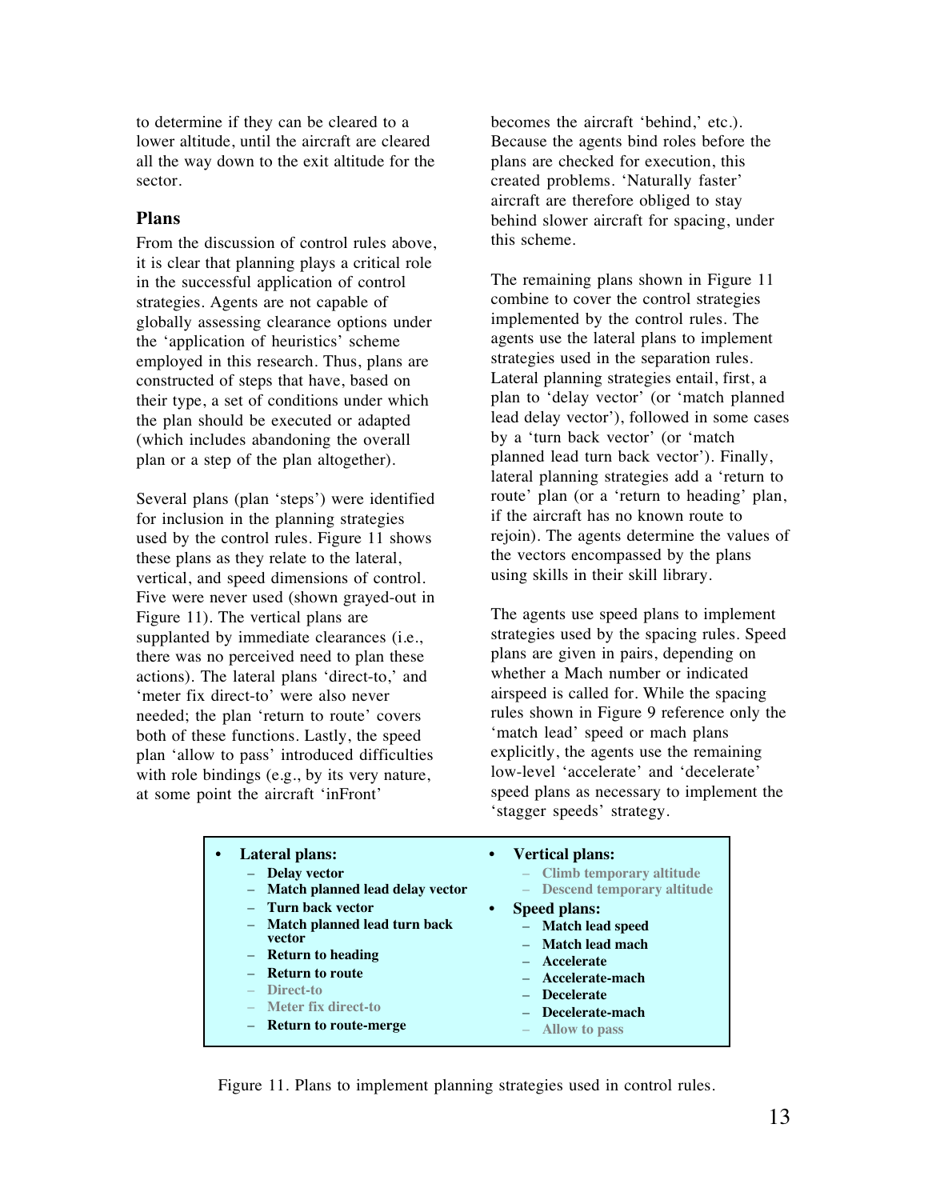to determine if they can be cleared to a lower altitude, until the aircraft are cleared all the way down to the exit altitude for the sector.

### Plans

From the discussion of control rules above, it is clear that planning plays a critical role in the successful application of control strategies. Agents are not capable of globally assessing clearance options under the 'application of heuristics' scheme employed in this research. Thus, plans are constructed of steps that have, based on their type, a set of conditions under which the plan should be executed or adapted (which includes abandoning the overall plan or a step of the plan altogether).

Several plans (plan 'steps') were identified for inclusion in the planning strategies used by the control rules. Figure 11 shows these plans as they relate to the lateral, vertical, and speed dimensions of control. Five were never used (shown grayed-out in Figure 11). The vertical plans are supplanted by immediate clearances (i.e., there was no perceived need to plan these actions). The lateral plans 'direct-to,' and 'meter fix direct-to' were also never needed; the plan 'return to route' covers both of these functions. Lastly, the speed plan 'allow to pass' introduced difficulties with role bindings (e.g., by its very nature, at some point the aircraft 'inFront' becomes the aircraft 'behind,' etc.). Because the agents bind roles before the plans are checked for execution, this created problems. 'Naturally faster' aircraft are therefore obliged to stay behind slower aircraft for spacing, under this scheme.

The remaining plans shown in Figure 11 combine to cover the control strategies implemented by the control rules. The agents use the lateral plans to implement strategies used in the separation rules. Lateral planning strategies entail, first, a plan to 'delay vector' (or 'match planned lead delay vector'), followed in some cases by a 'turn back vector' (or 'match planned lead turn back vector'). Finally, lateral planning strategies add a 'return to route' plan (or a 'return to heading' plan, if the aircraft has no known route to rejoin). The agents determine the values of the vectors encompassed by the plans using skills in their skill library.

The agents use speed plans to implement strategies used by the spacing rules. Speed plans are given in pairs, depending on whether a Mach number or indicated airspeed is called for. While the spacing rules shown in Figure 9 reference only the 'match lead' speed or mach plans explicitly, the agents use the remaining low-level 'accelerate' and 'decelerate' speed plans as necessary to implement the 'stagger speeds' strategy.

- **Lateral plans:**
  - **Delay vector**
  - **Match planned lead delay vector**
  - **Turn back vector**
  - **Match planned lead turn back vector**
  - **Return to heading**
  - **Return to route**
  - Direct-to
  - Meter fix direct-to
  - **Return to route-merge**
- **Vertical plans:**
  - Climb temporary altitude
  - Descend temporary altitude
- **Speed plans:**
  - **Match lead speed**
  - **Match lead mach**
  - **Accelerate**
  - **Accelerate-mach**
  - **Decelerate**
  - **Decelerate-mach**
  - Allow to pass

Figure 11. Plans to implement planning strategies used in control rules.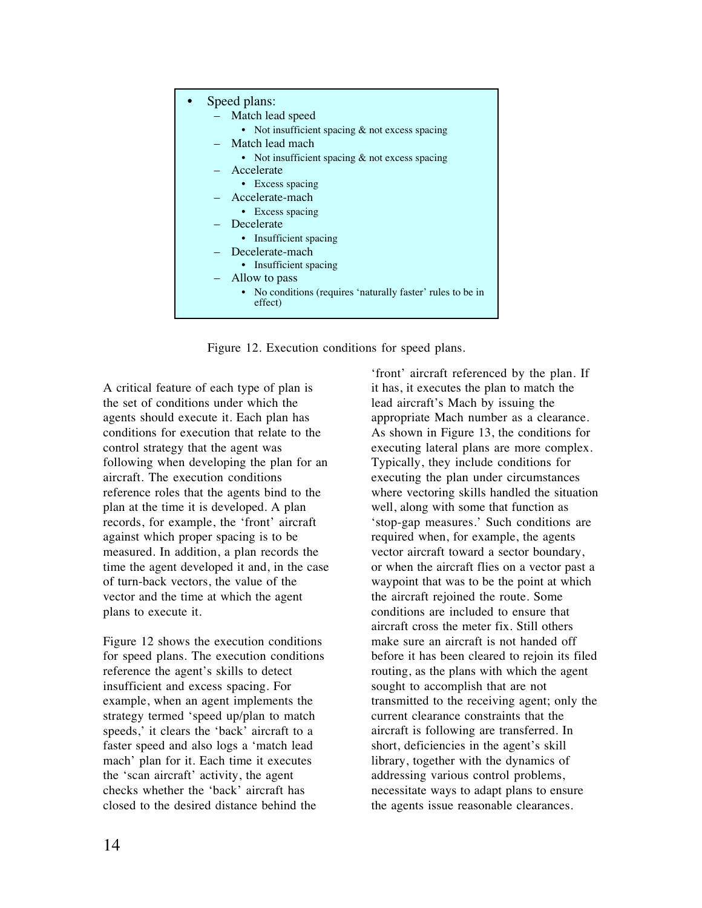- Speed plans:
  - Match lead speed
    - Not insufficient spacing & not excess spacing
  - Match lead mach
    - Not insufficient spacing & not excess spacing
  - Accelerate
    - Excess spacing
  - Accelerate-mach
    - Excess spacing
  - Decelerate
    - Insufficient spacing
  - Decelerate-mach
    - Insufficient spacing
  - Allow to pass
    - No conditions (requires 'naturally faster' rules to be in effect)

Figure 12. Execution conditions for speed plans.

A critical feature of each type of plan is the set of conditions under which the agents should execute it. Each plan has conditions for execution that relate to the control strategy that the agent was following when developing the plan for an aircraft. The execution conditions reference roles that the agents bind to the plan at the time it is developed. A plan records, for example, the 'front' aircraft against which proper spacing is to be measured. In addition, a plan records the time the agent developed it and, in the case of turn-back vectors, the value of the vector and the time at which the agent plans to execute it.

Figure 12 shows the execution conditions for speed plans. The execution conditions reference the agent's skills to detect insufficient and excess spacing. For example, when an agent implements the strategy termed 'speed up/plan to match speeds,' it clears the 'back' aircraft to a faster speed and also logs a 'match lead mach' plan for it. Each time it executes the 'scan aircraft' activity, the agent checks whether the 'back' aircraft has closed to the desired distance behind the 'front' aircraft referenced by the plan. If it has, it executes the plan to match the lead aircraft's Mach by issuing the appropriate Mach number as a clearance. As shown in Figure 13, the conditions for executing lateral plans are more complex. Typically, they include conditions for executing the plan under circumstances where vectoring skills handled the situation well, along with some that function as 'stop-gap measures.' Such conditions are required when, for example, the agents vector aircraft toward a sector boundary, or when the aircraft flies on a vector past a waypoint that was to be the point at which the aircraft rejoined the route. Some conditions are included to ensure that aircraft cross the meter fix. Still others make sure an aircraft is not handed off before it has been cleared to rejoin its filed routing, as the plans with which the agent sought to accomplish that are not transmitted to the receiving agent; only the current clearance constraints that the aircraft is following are transferred. In short, deficiencies in the agent's skill library, together with the dynamics of addressing various control problems, necessitate ways to adapt plans to ensure the agents issue reasonable clearances.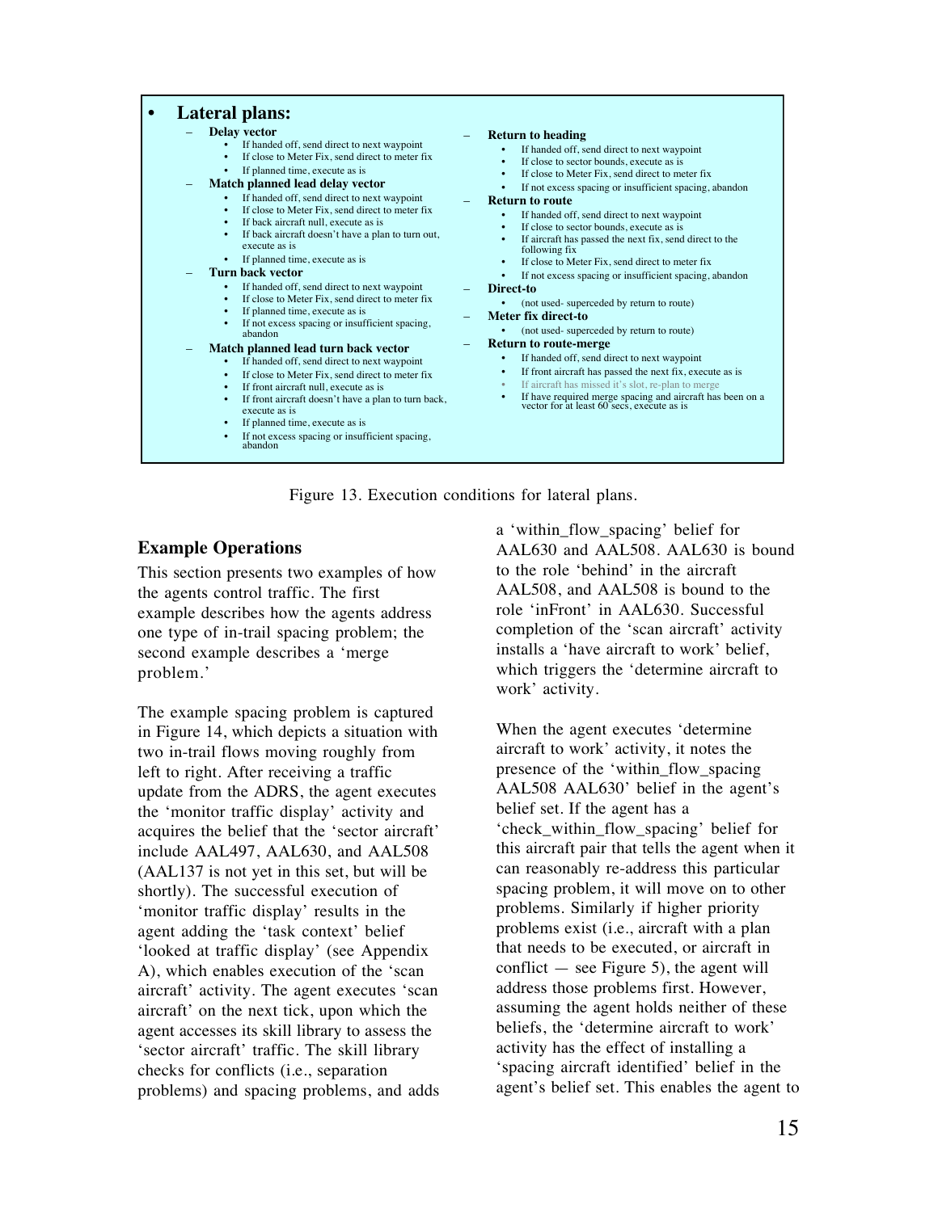- **Lateral plans:**
  - **Delay vector**
    - If handed off, send direct to next waypoint
    - If close to Meter Fix, send direct to meter fix
    - If planned time, execute as is
  - **Match planned lead delay vector**
    - If handed off, send direct to next waypoint
    - If close to Meter Fix, send direct to meter fix
    - If back aircraft null, execute as is
    - If back aircraft doesn't have a plan to turn out, execute as is
    - If planned time, execute as is
  - **Turn back vector**
    - If handed off, send direct to next waypoint
    - If close to Meter Fix, send direct to meter fix
    - If planned time, execute as is
    - If not excess spacing or insufficient spacing, abandon
  - **Match planned lead turn back vector**
    - If handed off, send direct to next waypoint
    - If close to Meter Fix, send direct to meter fix
    - If front aircraft null, execute as is
    - If front aircraft doesn't have a plan to turn back, execute as is
    - If planned time, execute as is
    - If not excess spacing or insufficient spacing, abandon
  - **Return to heading**
    - If handed off, send direct to next waypoint
    - If close to sector bounds, execute as is
    - If close to Meter Fix, send direct to meter fix
    - If not excess spacing or insufficient spacing, abandon
  - **Return to route**
    - If handed off, send direct to next waypoint
    - If close to sector bounds, execute as is
    - If aircraft has passed the next fix, send direct to the following fix
    - If close to Meter Fix, send direct to meter fix
    - If not excess spacing or insufficient spacing, abandon
  - **Direct-to**
    - (not used- superceded by return to route)
  - **Meter fix direct-to**
    - (not used- superceded by return to route)
  - **Return to route-merge**
    - If handed off, send direct to next waypoint
    - If front aircraft has passed the next fix, execute as is
    - If aircraft has missed it's slot, re-plan to merge
    - If have required merge spacing and aircraft has been on a vector for at least 60 secs, execute as is

Figure 13. Execution conditions for lateral plans.

### Example Operations

This section presents two examples of how the agents control traffic. The first example describes how the agents address one type of in-trail spacing problem; the second example describes a 'merge problem.'

The example spacing problem is captured in Figure 14, which depicts a situation with two in-trail flows moving roughly from left to right. After receiving a traffic update from the ADRS, the agent executes the 'monitor traffic display' activity and acquires the belief that the 'sector aircraft' include AAL497, AAL630, and AAL508 (AAL137 is not yet in this set, but will be shortly). The successful execution of 'monitor traffic display' results in the agent adding the 'task context' belief 'looked at traffic display' (see Appendix A), which enables execution of the 'scan aircraft' activity. The agent executes 'scan aircraft' on the next tick, upon which the agent accesses its skill library to assess the 'sector aircraft' traffic. The skill library checks for conflicts (i.e., separation problems) and spacing problems, and adds a 'within_flow_spacing' belief for AAL630 and AAL508. AAL630 is bound to the role 'behind' in the aircraft AAL508, and AAL508 is bound to the role 'inFront' in AAL630. Successful completion of the 'scan aircraft' activity installs a 'have aircraft to work' belief, which triggers the 'determine aircraft to work' activity.

When the agent executes 'determine aircraft to work' activity, it notes the presence of the 'within_flow_spacing AAL508 AAL630' belief in the agent's belief set. If the agent has a 'check_within_flow_spacing' belief for this aircraft pair that tells the agent when it can reasonably re-address this particular spacing problem, it will move on to other problems. Similarly if higher priority problems exist (i.e., aircraft with a plan that needs to be executed, or aircraft in conflict — see Figure 5), the agent will address those problems first. However, assuming the agent holds neither of these beliefs, the 'determine aircraft to work' activity has the effect of installing a 'spacing aircraft identified' belief in the agent's belief set. This enables the agent to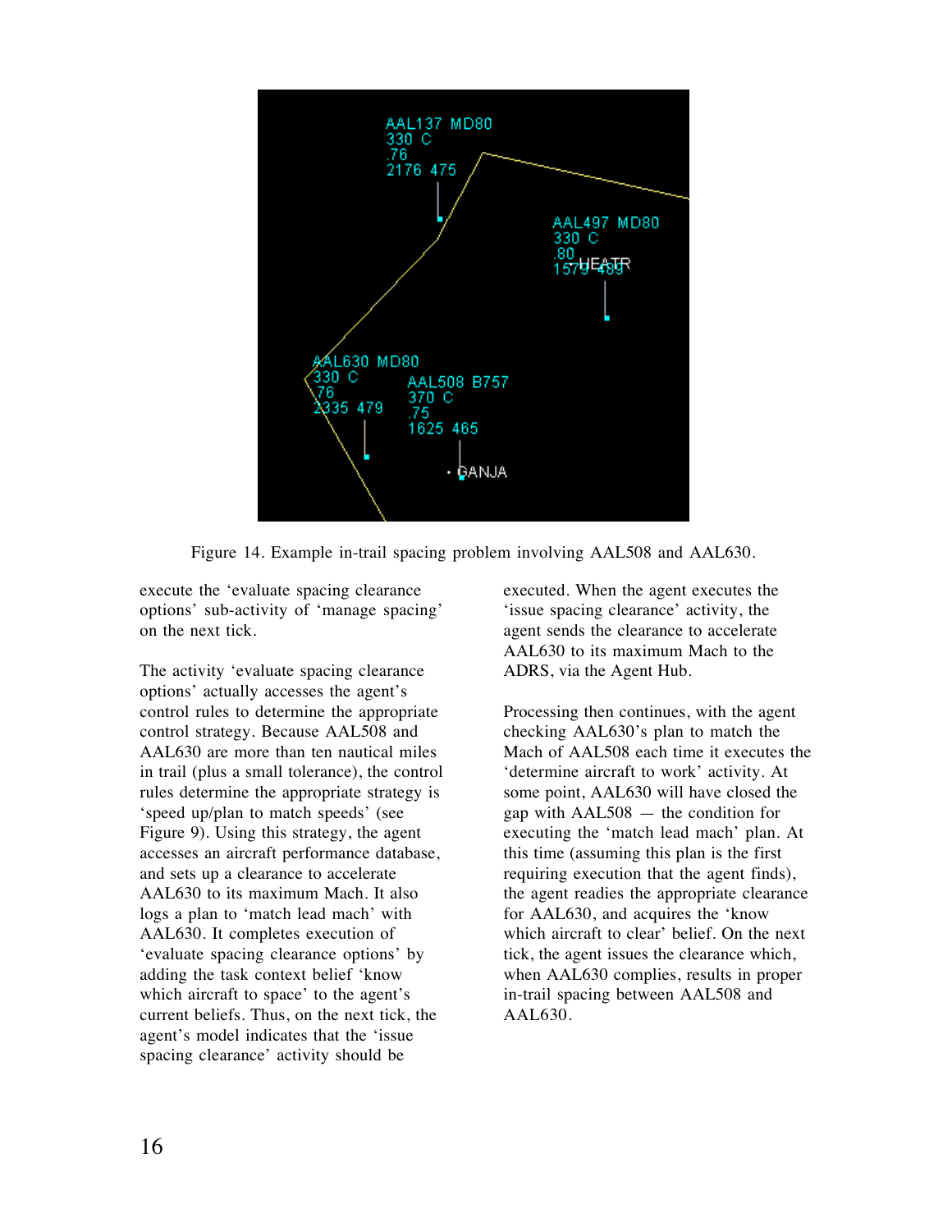Figure 14. Example in-trail spacing problem involving AAL508 and AAL630.

execute the 'evaluate spacing clearance options' sub-activity of 'manage spacing' on the next tick.

The activity 'evaluate spacing clearance options' actually accesses the agent's control rules to determine the appropriate control strategy. Because AAL508 and AAL630 are more than ten nautical miles in trail (plus a small tolerance), the control rules determine the appropriate strategy is 'speed up/plan to match speeds' (see Figure 9). Using this strategy, the agent accesses an aircraft performance database, and sets up a clearance to accelerate AAL630 to its maximum Mach. It also logs a plan to 'match lead mach' with AAL630. It completes execution of 'evaluate spacing clearance options' by adding the task context belief 'know which aircraft to space' to the agent's current beliefs. Thus, on the next tick, the agent's model indicates that the 'issue spacing clearance' activity should be executed. When the agent executes the 'issue spacing clearance' activity, the agent sends the clearance to accelerate AAL630 to its maximum Mach to the ADRS, via the Agent Hub.

Processing then continues, with the agent checking AAL630's plan to match the Mach of AAL508 each time it executes the 'determine aircraft to work' activity. At some point, AAL630 will have closed the gap with AAL508 — the condition for executing the 'match lead mach' plan. At this time (assuming this plan is the first requiring execution that the agent finds), the agent readies the appropriate clearance for AAL630, and acquires the 'know which aircraft to clear' belief. On the next tick, the agent issues the clearance which, when AAL630 complies, results in proper in-trail spacing between AAL508 and AAL630.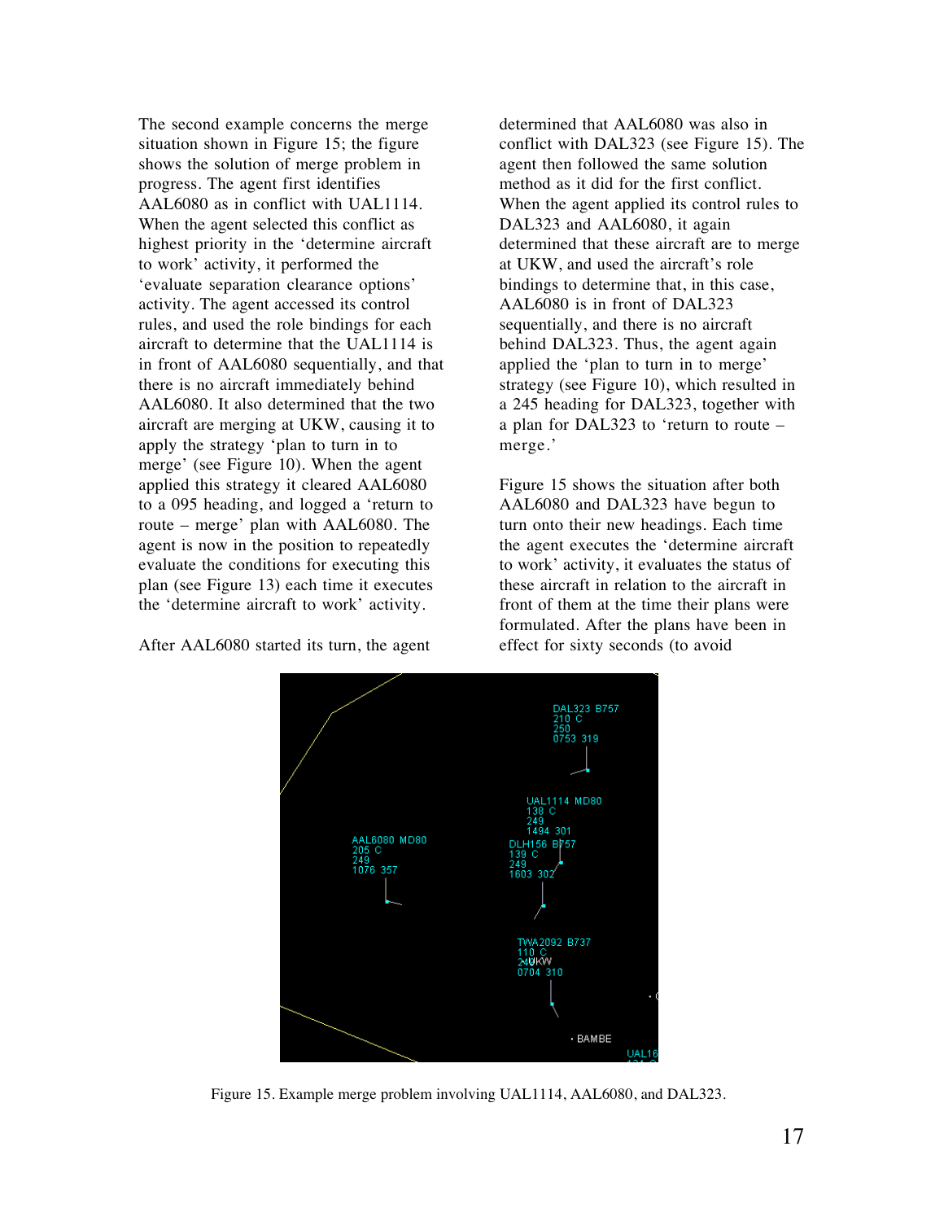The second example concerns the merge situation shown in Figure 15; the figure shows the solution of merge problem in progress. The agent first identifies AAL6080 as in conflict with UAL1114. When the agent selected this conflict as highest priority in the 'determine aircraft to work' activity, it performed the 'evaluate separation clearance options' activity. The agent accessed its control rules, and used the role bindings for each aircraft to determine that the UAL1114 is in front of AAL6080 sequentially, and that there is no aircraft immediately behind AAL6080. It also determined that the two aircraft are merging at UKW, causing it to apply the strategy 'plan to turn in to merge' (see Figure 10). When the agent applied this strategy it cleared AAL6080 to a 095 heading, and logged a 'return to route – merge' plan with AAL6080. The agent is now in the position to repeatedly evaluate the conditions for executing this plan (see Figure 13) each time it executes the 'determine aircraft to work' activity.

After AAL6080 started its turn, the agent determined that AAL6080 was also in conflict with DAL323 (see Figure 15). The agent then followed the same solution method as it did for the first conflict. When the agent applied its control rules to DAL323 and AAL6080, it again determined that these aircraft are to merge at UKW, and used the aircraft's role bindings to determine that, in this case, AAL6080 is in front of DAL323 sequentially, and there is no aircraft behind DAL323. Thus, the agent again applied the 'plan to turn in to merge' strategy (see Figure 10), which resulted in a 245 heading for DAL323, together with a plan for DAL323 to 'return to route – merge.'

Figure 15 shows the situation after both AAL6080 and DAL323 have begun to turn onto their new headings. Each time the agent executes the 'determine aircraft to work' activity, it evaluates the status of these aircraft in relation to the aircraft in front of them at the time their plans were formulated. After the plans have been in effect for sixty seconds (to avoid

Figure 15. Example merge problem involving UAL1114, AAL6080, and DAL323.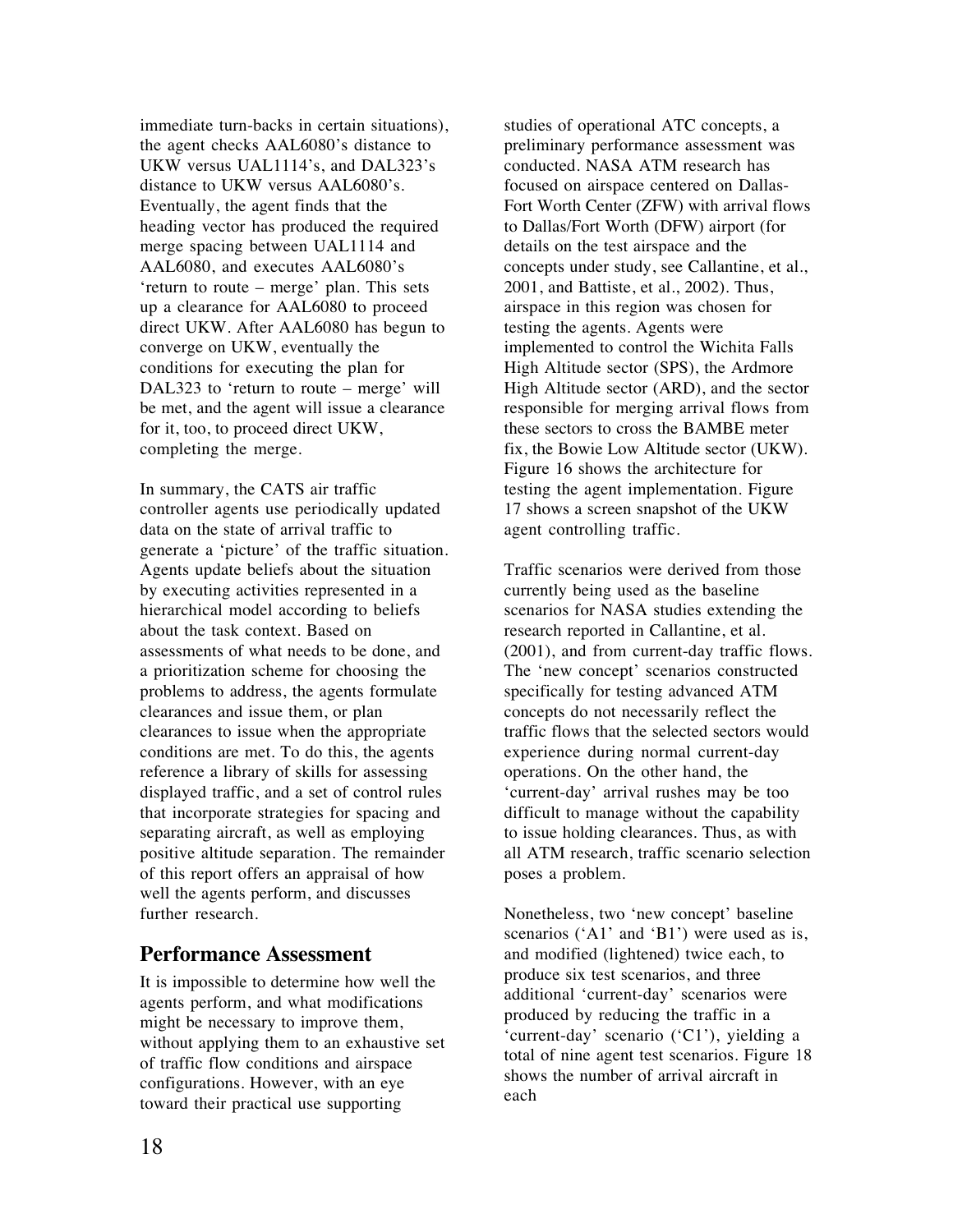immediate turn-backs in certain situations), the agent checks AAL6080's distance to UKW versus UAL1114's, and DAL323's distance to UKW versus AAL6080's. Eventually, the agent finds that the heading vector has produced the required merge spacing between UAL1114 and AAL6080, and executes AAL6080's 'return to route – merge' plan. This sets up a clearance for AAL6080 to proceed direct UKW. After AAL6080 has begun to converge on UKW, eventually the conditions for executing the plan for DAL323 to 'return to route – merge' will be met, and the agent will issue a clearance for it, too, to proceed direct UKW, completing the merge.

In summary, the CATS air traffic controller agents use periodically updated data on the state of arrival traffic to generate a 'picture' of the traffic situation. Agents update beliefs about the situation by executing activities represented in a hierarchical model according to beliefs about the task context. Based on assessments of what needs to be done, and a prioritization scheme for choosing the problems to address, the agents formulate clearances and issue them, or plan clearances to issue when the appropriate conditions are met. To do this, the agents reference a library of skills for assessing displayed traffic, and a set of control rules that incorporate strategies for spacing and separating aircraft, as well as employing positive altitude separation. The remainder of this report offers an appraisal of how well the agents perform, and discusses further research.

## Performance Assessment

It is impossible to determine how well the agents perform, and what modifications might be necessary to improve them, without applying them to an exhaustive set of traffic flow conditions and airspace configurations. However, with an eye toward their practical use supporting studies of operational ATC concepts, a preliminary performance assessment was conducted. NASA ATM research has focused on airspace centered on Dallas-Fort Worth Center (ZFW) with arrival flows to Dallas/Fort Worth (DFW) airport (for details on the test airspace and the concepts under study, see Callantine, et al., 2001, and Battiste, et al., 2002). Thus, airspace in this region was chosen for testing the agents. Agents were implemented to control the Wichita Falls High Altitude sector (SPS), the Ardmore High Altitude sector (ARD), and the sector responsible for merging arrival flows from these sectors to cross the BAMBE meter fix, the Bowie Low Altitude sector (UKW). Figure 16 shows the architecture for testing the agent implementation. Figure 17 shows a screen snapshot of the UKW agent controlling traffic.

Traffic scenarios were derived from those currently being used as the baseline scenarios for NASA studies extending the research reported in Callantine, et al. (2001), and from current-day traffic flows. The 'new concept' scenarios constructed specifically for testing advanced ATM concepts do not necessarily reflect the traffic flows that the selected sectors would experience during normal current-day operations. On the other hand, the 'current-day' arrival rushes may be too difficult to manage without the capability to issue holding clearances. Thus, as with all ATM research, traffic scenario selection poses a problem.

Nonetheless, two 'new concept' baseline scenarios ('A1' and 'B1') were used as is, and modified (lightened) twice each, to produce six test scenarios, and three additional 'current-day' scenarios were produced by reducing the traffic in a 'current-day' scenario ('C1'), yielding a total of nine agent test scenarios. Figure 18 shows the number of arrival aircraft in each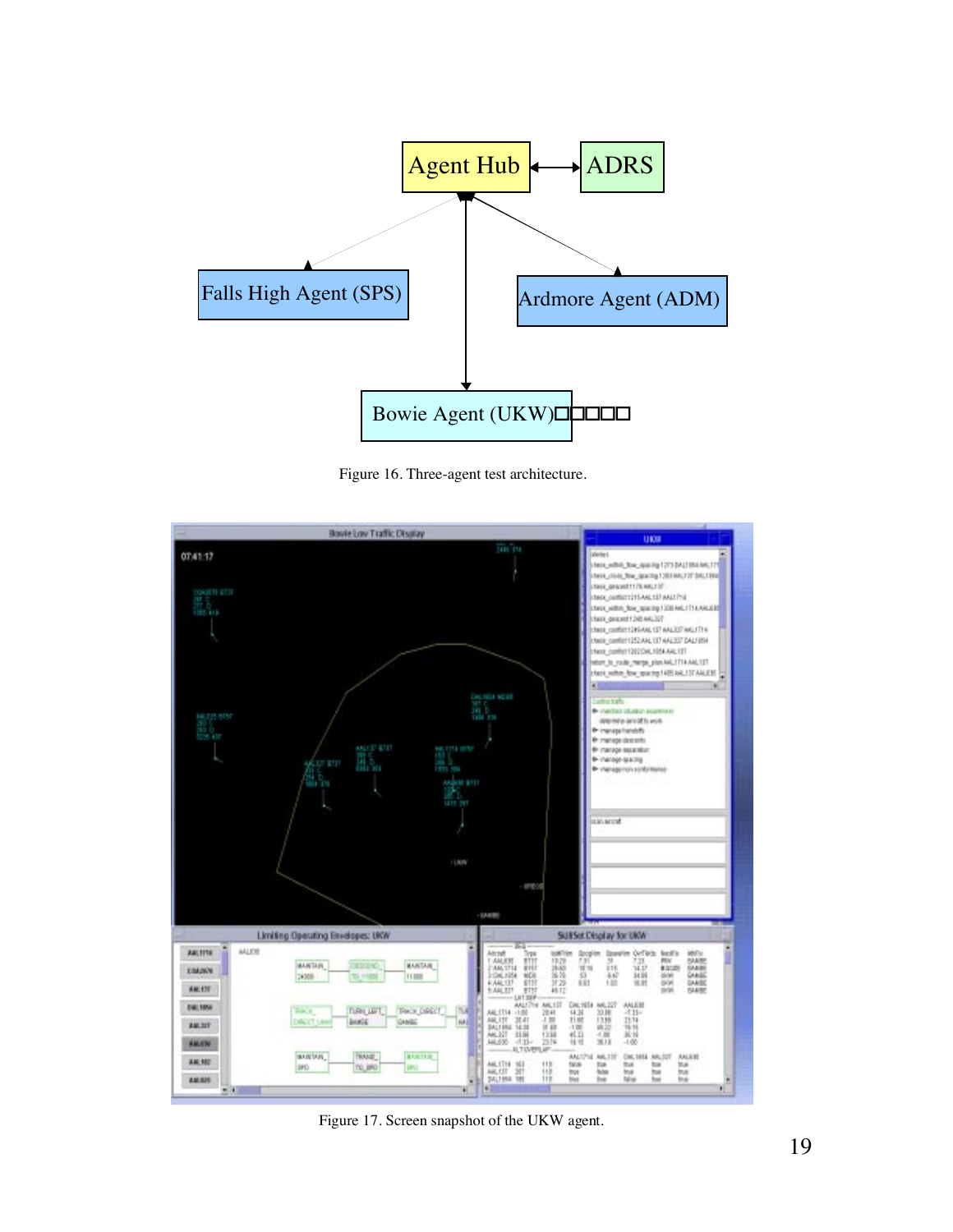Figure 16. Three-agent test architecture.

Figure 17. Screen snapshot of the UKW agent.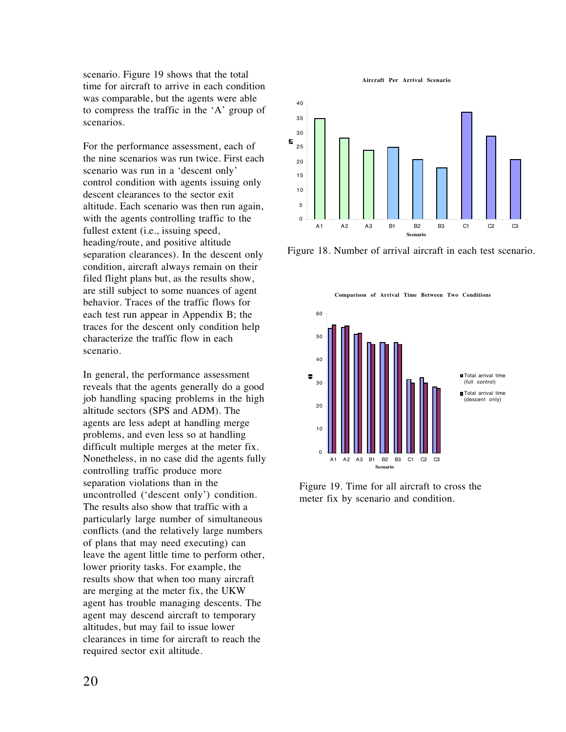scenario. Figure 19 shows that the total time for aircraft to arrive in each condition was comparable, but the agents were able to compress the traffic in the 'A' group of scenarios.

For the performance assessment, each of the nine scenarios was run twice. First each scenario was run in a 'descent only' control condition with agents issuing only descent clearances to the sector exit altitude. Each scenario was then run again, with the agents controlling traffic to the fullest extent (i.e., issuing speed, heading/route, and positive altitude separation clearances). In the descent only condition, aircraft always remain on their filed flight plans but, as the results show, are still subject to some nuances of agent behavior. Traces of the traffic flows for each test run appear in Appendix B; the traces for the descent only condition help characterize the traffic flow in each scenario.

In general, the performance assessment reveals that the agents generally do a good job handling spacing problems in the high altitude sectors (SPS and ADM). The agents are less adept at handling merge problems, and even less so at handling difficult multiple merges at the meter fix. Nonetheless, in no case did the agents fully controlling traffic produce more separation violations than in the uncontrolled ('descent only') condition. The results also show that traffic with a particularly large number of simultaneous conflicts (and the relatively large numbers of plans that may need executing) can leave the agent little time to perform other, lower priority tasks. For example, the results show that when too many aircraft are merging at the meter fix, the UKW agent has trouble managing descents. The agent may descend aircraft to temporary altitudes, but may fail to issue lower clearances in time for aircraft to reach the required sector exit altitude.

Figure 18. Number of arrival aircraft in each test scenario.

Figure 19. Time for all aircraft to cross the meter fix by scenario and condition.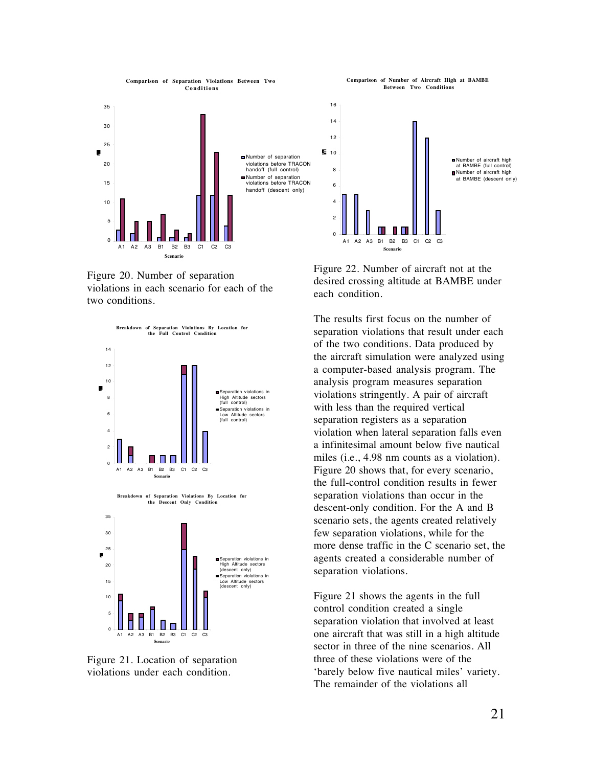Figure 20. Number of separation violations in each scenario for each of the two conditions.

Figure 21. Location of separation violations under each condition.

Figure 22. Number of aircraft not at the desired crossing altitude at BAMBE under each condition.

The results first focus on the number of separation violations that result under each of the two conditions. Data produced by the aircraft simulation were analyzed using a computer-based analysis program. The analysis program measures separation violations stringently. A pair of aircraft with less than the required vertical separation registers as a separation violation when lateral separation falls even a infinitesimal amount below five nautical miles (i.e., 4.98 nm counts as a violation). Figure 20 shows that, for every scenario, the full-control condition results in fewer separation violations than occur in the descent-only condition. For the A and B scenario sets, the agents created relatively few separation violations, while for the more dense traffic in the C scenario set, the agents created a considerable number of separation violations.

Figure 21 shows the agents in the full control condition created a single separation violation that involved at least one aircraft that was still in a high altitude sector in three of the nine scenarios. All three of these violations were of the 'barely below five nautical miles' variety. The remainder of the violations all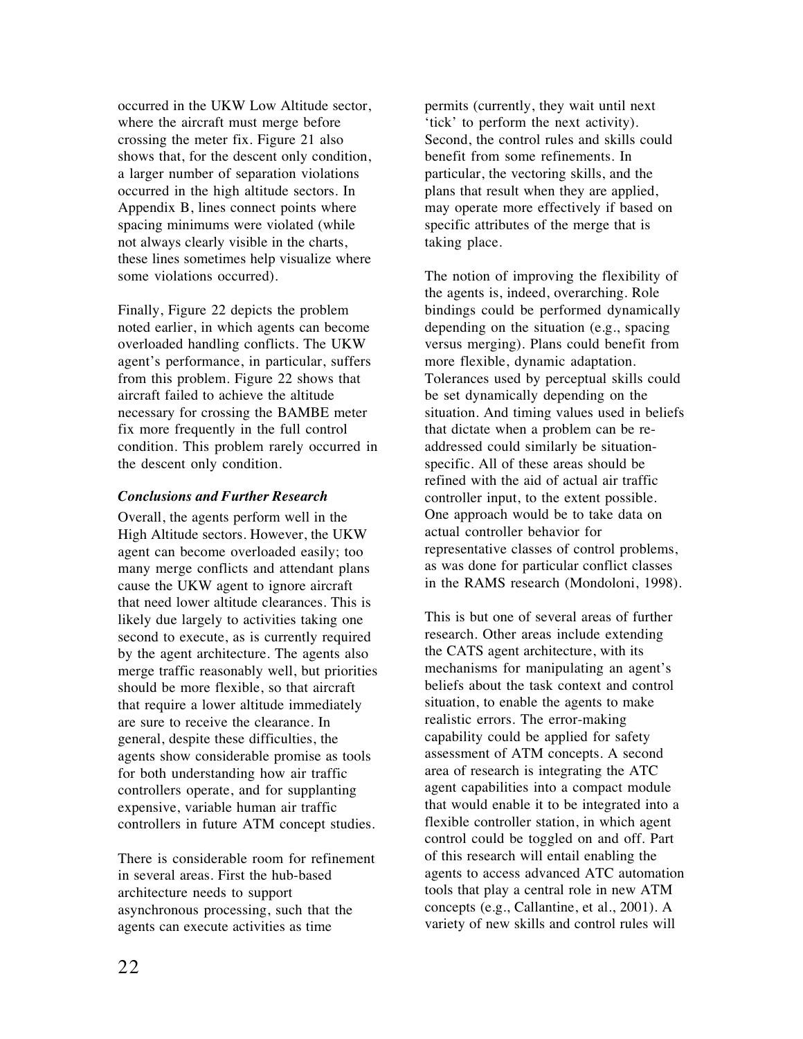occurred in the UKW Low Altitude sector, where the aircraft must merge before crossing the meter fix. Figure 21 also shows that, for the descent only condition, a larger number of separation violations occurred in the high altitude sectors. In Appendix B, lines connect points where spacing minimums were violated (while not always clearly visible in the charts, these lines sometimes help visualize where some violations occurred).

Finally, Figure 22 depicts the problem noted earlier, in which agents can become overloaded handling conflicts. The UKW agent's performance, in particular, suffers from this problem. Figure 22 shows that aircraft failed to achieve the altitude necessary for crossing the BAMBE meter fix more frequently in the full control condition. This problem rarely occurred in the descent only condition.

### *Conclusions and Further Research*

Overall, the agents perform well in the High Altitude sectors. However, the UKW agent can become overloaded easily; too many merge conflicts and attendant plans cause the UKW agent to ignore aircraft that need lower altitude clearances. This is likely due largely to activities taking one second to execute, as is currently required by the agent architecture. The agents also merge traffic reasonably well, but priorities should be more flexible, so that aircraft that require a lower altitude immediately are sure to receive the clearance. In general, despite these difficulties, the agents show considerable promise as tools for both understanding how air traffic controllers operate, and for supplanting expensive, variable human air traffic controllers in future ATM concept studies.

There is considerable room for refinement in several areas. First the hub-based architecture needs to support asynchronous processing, such that the agents can execute activities as time permits (currently, they wait until next 'tick' to perform the next activity). Second, the control rules and skills could benefit from some refinements. In particular, the vectoring skills, and the plans that result when they are applied, may operate more effectively if based on specific attributes of the merge that is taking place.

The notion of improving the flexibility of the agents is, indeed, overarching. Role bindings could be performed dynamically depending on the situation (e.g., spacing versus merging). Plans could benefit from more flexible, dynamic adaptation. Tolerances used by perceptual skills could be set dynamically depending on the situation. And timing values used in beliefs that dictate when a problem can be re-addressed could similarly be situation-specific. All of these areas should be refined with the aid of actual air traffic controller input, to the extent possible. One approach would be to take data on actual controller behavior for representative classes of control problems, as was done for particular conflict classes in the RAMS research (Mondoloni, 1998).

This is but one of several areas of further research. Other areas include extending the CATS agent architecture, with its mechanisms for manipulating an agent's beliefs about the task context and control situation, to enable the agents to make realistic errors. The error-making capability could be applied for safety assessment of ATM concepts. A second area of research is integrating the ATC agent capabilities into a compact module that would enable it to be integrated into a flexible controller station, in which agent control could be toggled on and off. Part of this research will entail enabling the agents to access advanced ATC automation tools that play a central role in new ATM concepts (e.g., Callantine, et al., 2001). A variety of new skills and control rules will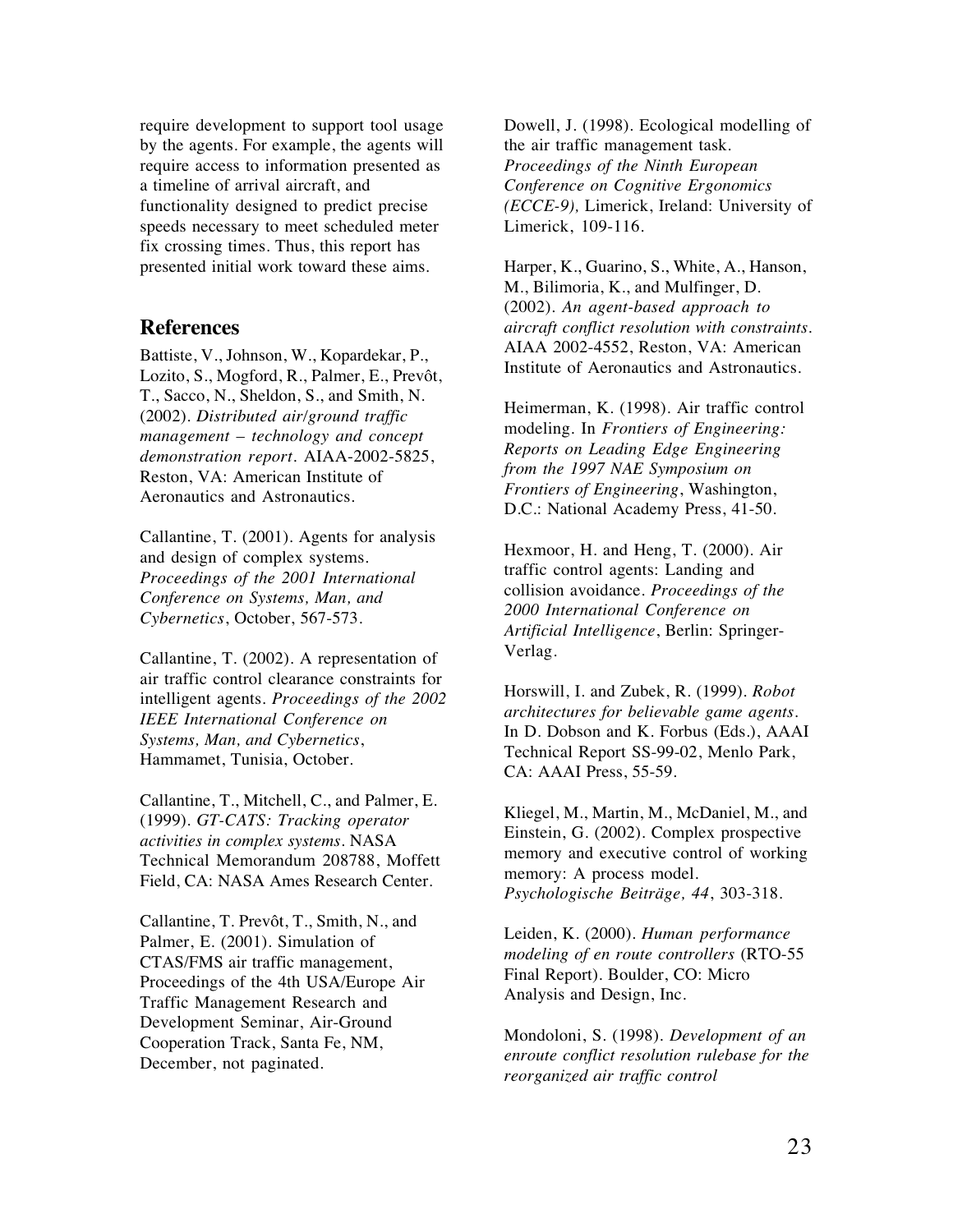require development to support tool usage by the agents. For example, the agents will require access to information presented as a timeline of arrival aircraft, and functionality designed to predict precise speeds necessary to meet scheduled meter fix crossing times. Thus, this report has presented initial work toward these aims.

## References

Battiste, V., Johnson, W., Kopardekar, P., Lozito, S., Mogford, R., Palmer, E., Prevôt, T., Sacco, N., Sheldon, S., and Smith, N. (2002). *Distributed air/ground traffic management – technology and concept demonstration report*. AIAA-2002-5825, Reston, VA: American Institute of Aeronautics and Astronautics.

Callantine, T. (2001). Agents for analysis and design of complex systems. *Proceedings of the 2001 International Conference on Systems, Man, and Cybernetics*, October, 567-573.

Callantine, T. (2002). A representation of air traffic control clearance constraints for intelligent agents. *Proceedings of the 2002 IEEE International Conference on Systems, Man, and Cybernetics*, Hammamet, Tunisia, October.

Callantine, T., Mitchell, C., and Palmer, E. (1999). *GT-CATS: Tracking operator activities in complex systems*. NASA Technical Memorandum 208788, Moffett Field, CA: NASA Ames Research Center.

Callantine, T. Prevôt, T., Smith, N., and Palmer, E. (2001). Simulation of CTAS/FMS air traffic management, Proceedings of the 4th USA/Europe Air Traffic Management Research and Development Seminar, Air-Ground Cooperation Track, Santa Fe, NM, December, not paginated.

Dowell, J. (1998). Ecological modelling of the air traffic management task. *Proceedings of the Ninth European Conference on Cognitive Ergonomics (ECCE-9),* Limerick, Ireland: University of Limerick, 109-116.

Harper, K., Guarino, S., White, A., Hanson, M., Bilimoria, K., and Mulfinger, D. (2002). *An agent-based approach to aircraft conflict resolution with constraints*. AIAA 2002-4552, Reston, VA: American Institute of Aeronautics and Astronautics.

Heimerman, K. (1998). Air traffic control modeling. In *Frontiers of Engineering: Reports on Leading Edge Engineering from the 1997 NAE Symposium on Frontiers of Engineering*, Washington, D.C.: National Academy Press, 41-50.

Hexmoor, H. and Heng, T. (2000). Air traffic control agents: Landing and collision avoidance. *Proceedings of the 2000 International Conference on Artificial Intelligence*, Berlin: Springer-Verlag.

Horswill, I. and Zubek, R. (1999). *Robot architectures for believable game agents*. In D. Dobson and K. Forbus (Eds.), AAAI Technical Report SS-99-02, Menlo Park, CA: AAAI Press, 55-59.

Kliegel, M., Martin, M., McDaniel, M., and Einstein, G. (2002). Complex prospective memory and executive control of working memory: A process model. *Psychologische Beiträge, 44*, 303-318.

Leiden, K. (2000). *Human performance modeling of en route controllers* (RTO-55 Final Report). Boulder, CO: Micro Analysis and Design, Inc.

Mondoloni, S. (1998). *Development of an enroute conflict resolution rulebase for the reorganized air traffic control*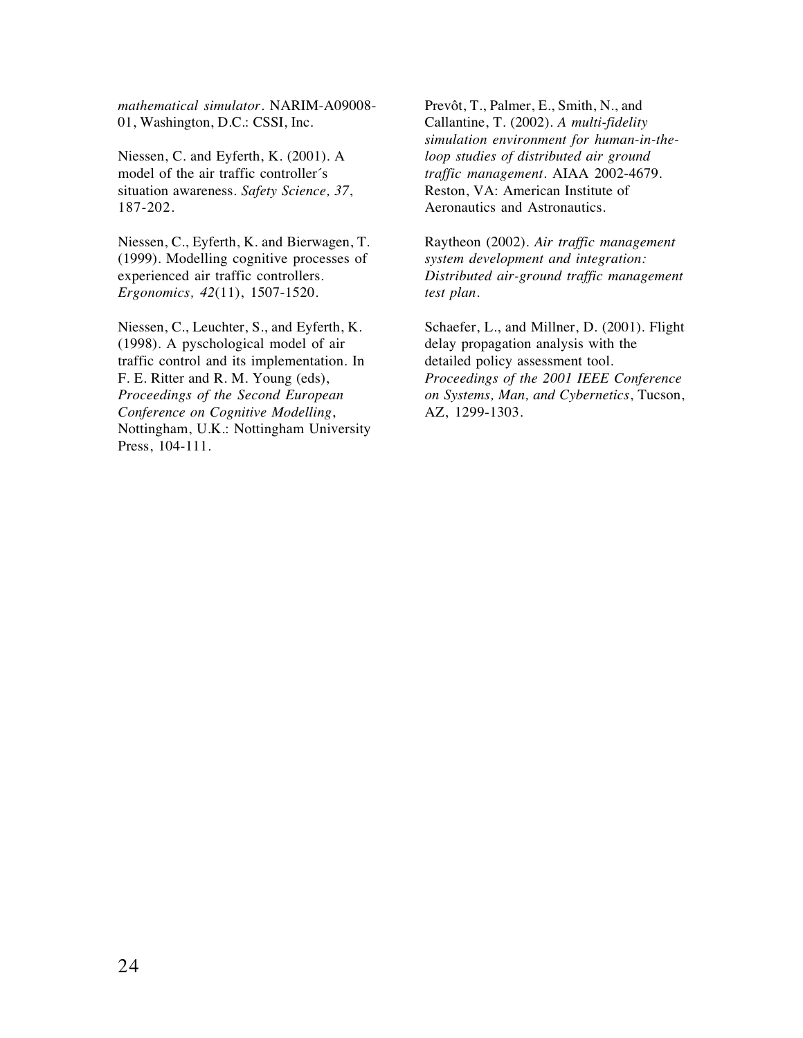*mathematical simulator*. NARIM-A09008-01, Washington, D.C.: CSSI, Inc.

Niessen, C. and Eyferth, K. (2001). A model of the air traffic controller´s situation awareness. *Safety Science, 37*, 187-202.

Niessen, C., Eyferth, K. and Bierwagen, T. (1999). Modelling cognitive processes of experienced air traffic controllers. *Ergonomics, 42*(11), 1507-1520.

Niessen, C., Leuchter, S., and Eyferth, K. (1998). A pyschological model of air traffic control and its implementation. In F. E. Ritter and R. M. Young (eds), *Proceedings of the Second European Conference on Cognitive Modelling*, Nottingham, U.K.: Nottingham University Press, 104-111.

Prevôt, T., Palmer, E., Smith, N., and Callantine, T. (2002). *A multi-fidelity simulation environment for human-in-the-loop studies of distributed air ground traffic management*. AIAA 2002-4679. Reston, VA: American Institute of Aeronautics and Astronautics.

Raytheon (2002). *Air traffic management system development and integration: Distributed air-ground traffic management test plan*.

Schaefer, L., and Millner, D. (2001). Flight delay propagation analysis with the detailed policy assessment tool. *Proceedings of the 2001 IEEE Conference on Systems, Man, and Cybernetics*, Tucson, AZ, 1299-1303.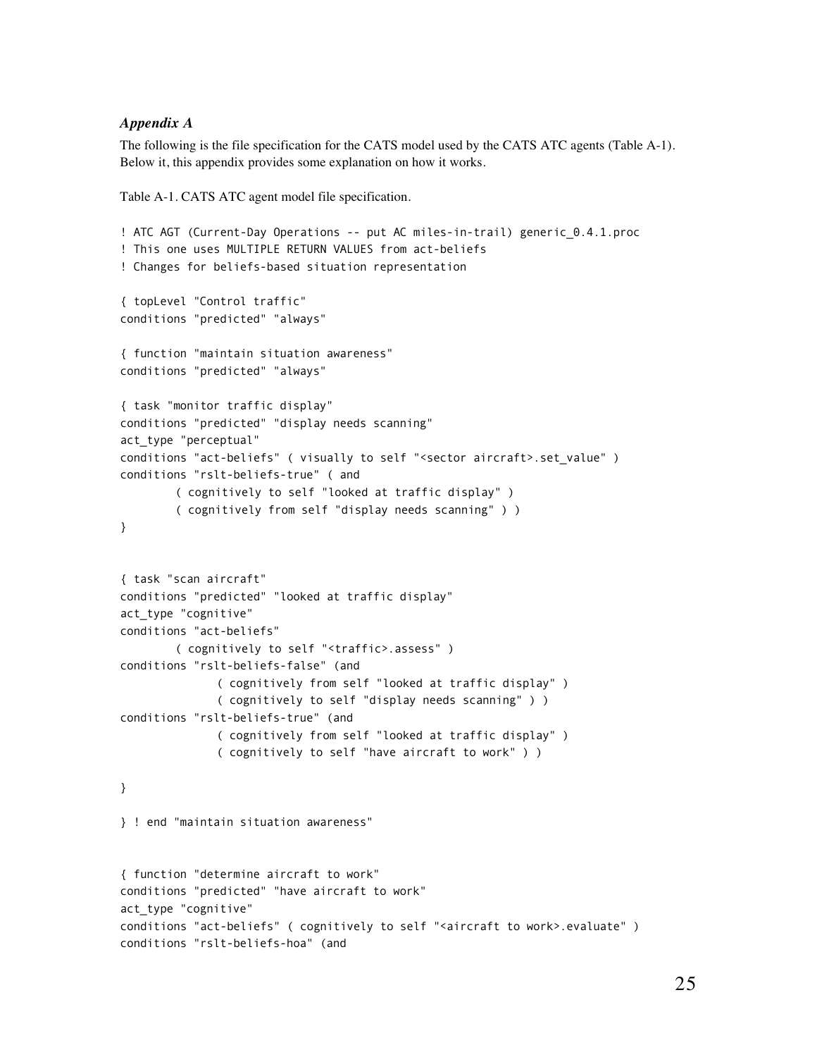### *Appendix A*

The following is the file specification for the CATS model used by the CATS ATC agents (Table A-1). Below it, this appendix provides some explanation on how it works.

Table A-1. CATS ATC agent model file specification.

```
! ATC AGT (Current-Day Operations -- put AC miles-in-trail) generic_0.4.1.proc
! This one uses MULTIPLE RETURN VALUES from act-beliefs
! Changes for beliefs-based situation representation

{ topLevel "Control traffic"
conditions "predicted" "always"

{ function "maintain situation awareness"
conditions "predicted" "always"

{ task "monitor traffic display"
conditions "predicted" "display needs scanning"
act_type "perceptual"
conditions "act-beliefs" ( visually to self "<sector aircraft>.set_value" )
conditions "rslt-beliefs-true" ( and
        ( cognitively to self "looked at traffic display" )
        ( cognitively from self "display needs scanning" ) )
}


{ task "scan aircraft"
conditions "predicted" "looked at traffic display"
act_type "cognitive"
conditions "act-beliefs"
        ( cognitively to self "<traffic>.assess" )
conditions "rslt-beliefs-false" (and
              ( cognitively from self "looked at traffic display" )
              ( cognitively to self "display needs scanning" ) )
conditions "rslt-beliefs-true" (and
              ( cognitively from self "looked at traffic display" )
              ( cognitively to self "have aircraft to work" ) )

}

} ! end "maintain situation awareness"


{ function "determine aircraft to work"
conditions "predicted" "have aircraft to work"
act_type "cognitive"
conditions "act-beliefs" ( cognitively to self "<aircraft to work>.evaluate" )
conditions "rslt-beliefs-hoa" (and
```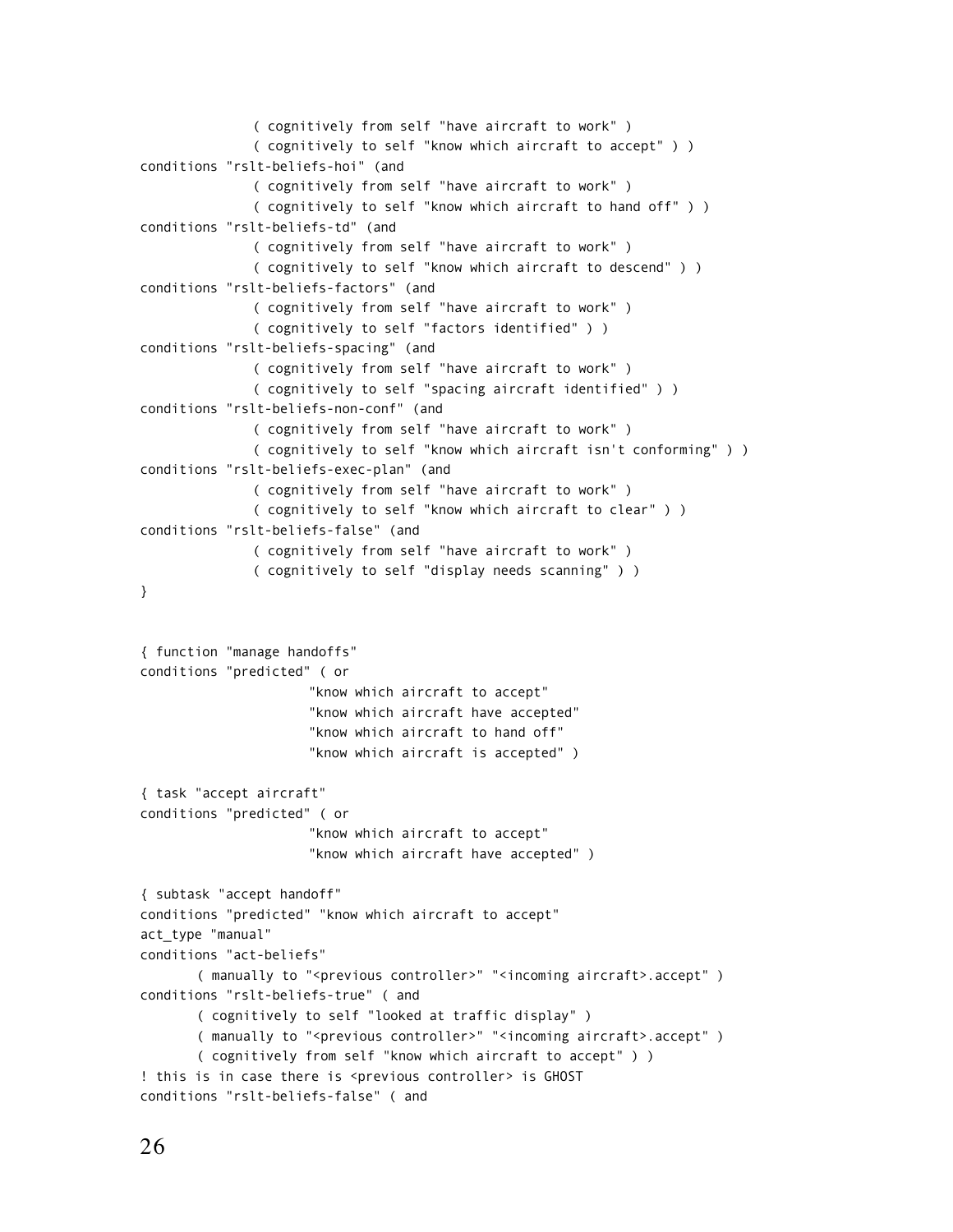```
              ( cognitively from self "have aircraft to work" )
              ( cognitively to self "know which aircraft to accept" ) )
conditions "rslt-beliefs-hoi" (and
              ( cognitively from self "have aircraft to work" )
              ( cognitively to self "know which aircraft to hand off" ) )
conditions "rslt-beliefs-td" (and
              ( cognitively from self "have aircraft to work" )
              ( cognitively to self "know which aircraft to descend" ) )
conditions "rslt-beliefs-factors" (and
              ( cognitively from self "have aircraft to work" )
              ( cognitively to self "factors identified" ) )
conditions "rslt-beliefs-spacing" (and
              ( cognitively from self "have aircraft to work" )
              ( cognitively to self "spacing aircraft identified" ) )
conditions "rslt-beliefs-non-conf" (and
              ( cognitively from self "have aircraft to work" )
              ( cognitively to self "know which aircraft isn't conforming" ) )
conditions "rslt-beliefs-exec-plan" (and
              ( cognitively from self "have aircraft to work" )
              ( cognitively to self "know which aircraft to clear" ) )
conditions "rslt-beliefs-false" (and
              ( cognitively from self "have aircraft to work" )
              ( cognitively to self "display needs scanning" ) )
}


{ function "manage handoffs"
conditions "predicted" ( or
                    "know which aircraft to accept"
                    "know which aircraft have accepted"
                    "know which aircraft to hand off"
                    "know which aircraft is accepted" )

{ task "accept aircraft"
conditions "predicted" ( or
                    "know which aircraft to accept"
                    "know which aircraft have accepted" )

{ subtask "accept handoff"
conditions "predicted" "know which aircraft to accept"
act_type "manual"
conditions "act-beliefs"
       ( manually to "<previous controller>" "<incoming aircraft>.accept" )
conditions "rslt-beliefs-true" ( and
       ( cognitively to self "looked at traffic display" )
       ( manually to "<previous controller>" "<incoming aircraft>.accept" )
       ( cognitively from self "know which aircraft to accept" ) )
! this is in case there is <previous controller> is GHOST
conditions "rslt-beliefs-false" ( and
```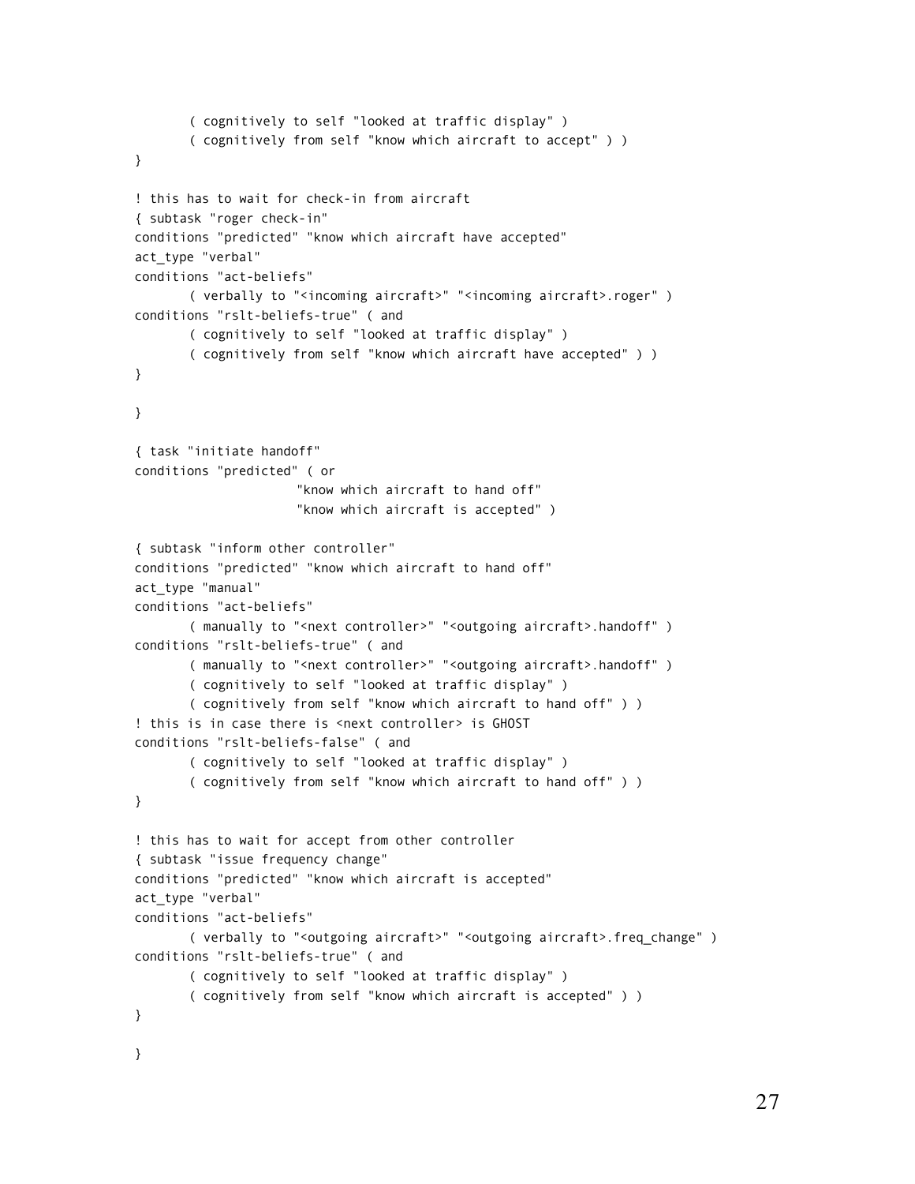```
       ( cognitively to self "looked at traffic display" )
       ( cognitively from self "know which aircraft to accept" ) )
}

! this has to wait for check-in from aircraft
{ subtask "roger check-in"
conditions "predicted" "know which aircraft have accepted"
act_type "verbal"
conditions "act-beliefs"
       ( verbally to "<incoming aircraft>" "<incoming aircraft>.roger" )
conditions "rslt-beliefs-true" ( and
       ( cognitively to self "looked at traffic display" )
       ( cognitively from self "know which aircraft have accepted" ) )
}

}

{ task "initiate handoff"
conditions "predicted" ( or
                     "know which aircraft to hand off"
                     "know which aircraft is accepted" )

{ subtask "inform other controller"
conditions "predicted" "know which aircraft to hand off"
act_type "manual"
conditions "act-beliefs"
       ( manually to "<next controller>" "<outgoing aircraft>.handoff" )
conditions "rslt-beliefs-true" ( and
       ( manually to "<next controller>" "<outgoing aircraft>.handoff" )
       ( cognitively to self "looked at traffic display" )
       ( cognitively from self "know which aircraft to hand off" ) )
! this is in case there is <next controller> is GHOST
conditions "rslt-beliefs-false" ( and
       ( cognitively to self "looked at traffic display" )
       ( cognitively from self "know which aircraft to hand off" ) )
}

! this has to wait for accept from other controller
{ subtask "issue frequency change"
conditions "predicted" "know which aircraft is accepted"
act_type "verbal"
conditions "act-beliefs"
       ( verbally to "<outgoing aircraft>" "<outgoing aircraft>.freq_change" )
conditions "rslt-beliefs-true" ( and
       ( cognitively to self "looked at traffic display" )
       ( cognitively from self "know which aircraft is accepted" ) )
}

}
```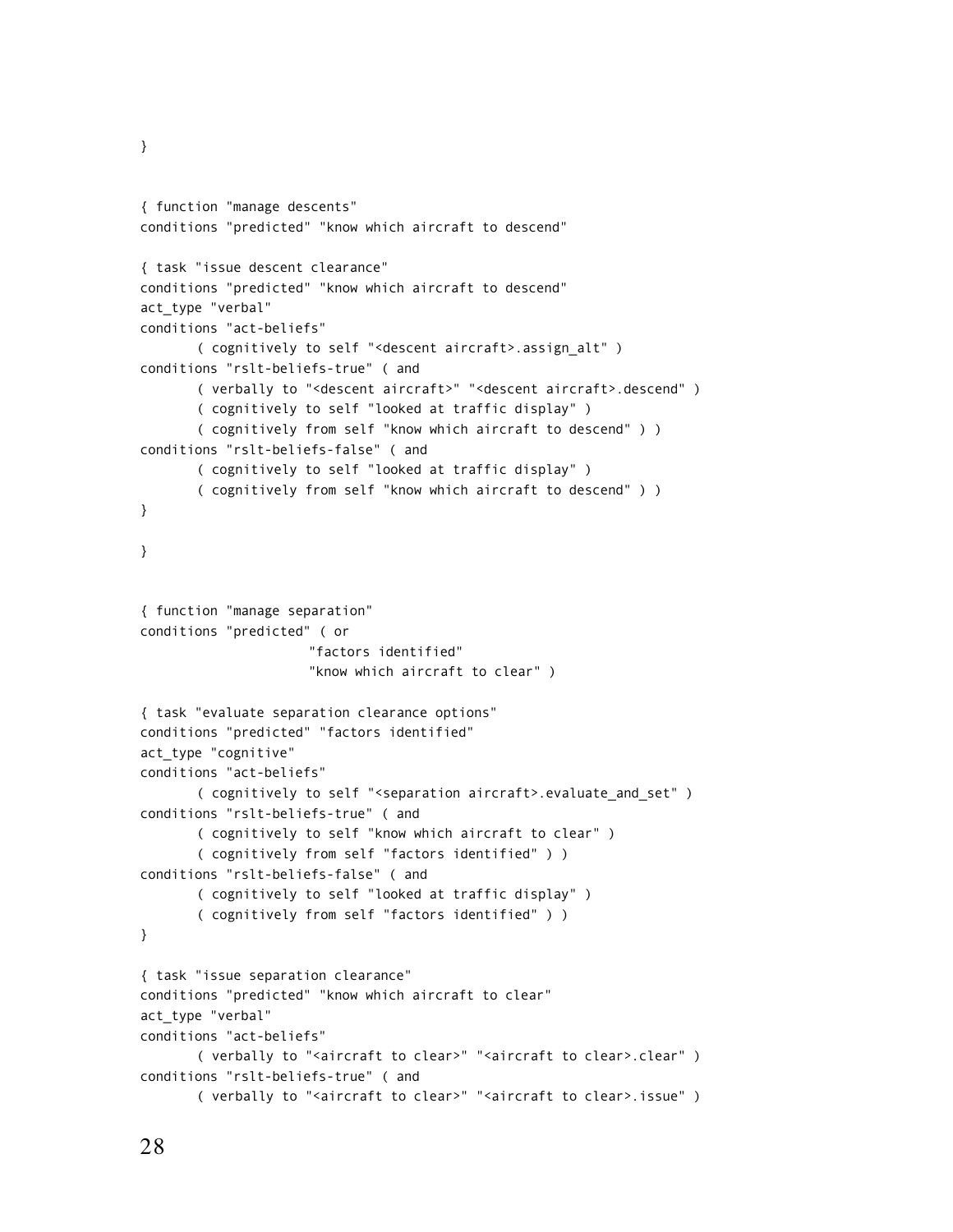```
}


{ function "manage descents"
conditions "predicted" "know which aircraft to descend"

{ task "issue descent clearance"
conditions "predicted" "know which aircraft to descend"
act_type "verbal"
conditions "act-beliefs"
       ( cognitively to self "<descent aircraft>.assign_alt" )
conditions "rslt-beliefs-true" ( and
       ( verbally to "<descent aircraft>" "<descent aircraft>.descend" )
       ( cognitively to self "looked at traffic display" )
       ( cognitively from self "know which aircraft to descend" ) )
conditions "rslt-beliefs-false" ( and
       ( cognitively to self "looked at traffic display" )
       ( cognitively from self "know which aircraft to descend" ) )
}

}


{ function "manage separation"
conditions "predicted" ( or
                     "factors identified"
                     "know which aircraft to clear" )

{ task "evaluate separation clearance options"
conditions "predicted" "factors identified"
act_type "cognitive"
conditions "act-beliefs"
       ( cognitively to self "<separation aircraft>.evaluate_and_set" )
conditions "rslt-beliefs-true" ( and
       ( cognitively to self "know which aircraft to clear" )
       ( cognitively from self "factors identified" ) )
conditions "rslt-beliefs-false" ( and
       ( cognitively to self "looked at traffic display" )
       ( cognitively from self "factors identified" ) )
}

{ task "issue separation clearance"
conditions "predicted" "know which aircraft to clear"
act_type "verbal"
conditions "act-beliefs"
       ( verbally to "<aircraft to clear>" "<aircraft to clear>.clear" )
conditions "rslt-beliefs-true" ( and
       ( verbally to "<aircraft to clear>" "<aircraft to clear>.issue" )
```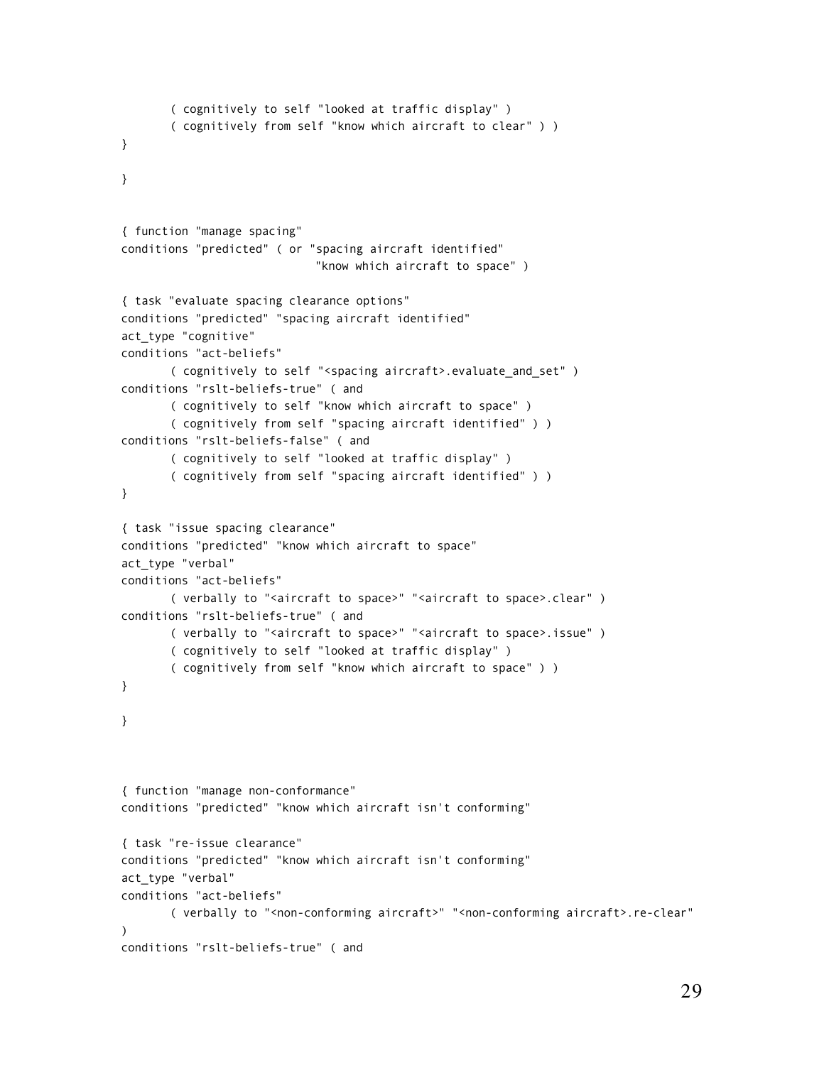```
	( cognitively to self "looked at traffic display" )
	( cognitively from self "know which aircraft to clear" ) )
}

}


{ function "manage spacing"
conditions "predicted" ( or "spacing aircraft identified"
                            "know which aircraft to space" )

{ task "evaluate spacing clearance options"
conditions "predicted" "spacing aircraft identified"
act_type "cognitive"
conditions "act-beliefs"
	( cognitively to self "<spacing aircraft>.evaluate_and_set" )
conditions "rslt-beliefs-true" ( and
	( cognitively to self "know which aircraft to space" )
	( cognitively from self "spacing aircraft identified" ) )
conditions "rslt-beliefs-false" ( and
	( cognitively to self "looked at traffic display" )
	( cognitively from self "spacing aircraft identified" ) )
}

{ task "issue spacing clearance"
conditions "predicted" "know which aircraft to space"
act_type "verbal"
conditions "act-beliefs"
	( verbally to "<aircraft to space>" "<aircraft to space>.clear" )
conditions "rslt-beliefs-true" ( and
	( verbally to "<aircraft to space>" "<aircraft to space>.issue" )
	( cognitively to self "looked at traffic display" )
	( cognitively from self "know which aircraft to space" ) )
}

}



{ function "manage non-conformance"
conditions "predicted" "know which aircraft isn't conforming"

{ task "re-issue clearance"
conditions "predicted" "know which aircraft isn't conforming"
act_type "verbal"
conditions "act-beliefs"
	( verbally to "<non-conforming aircraft>" "<non-conforming aircraft>.re-clear"
)
conditions "rslt-beliefs-true" ( and
```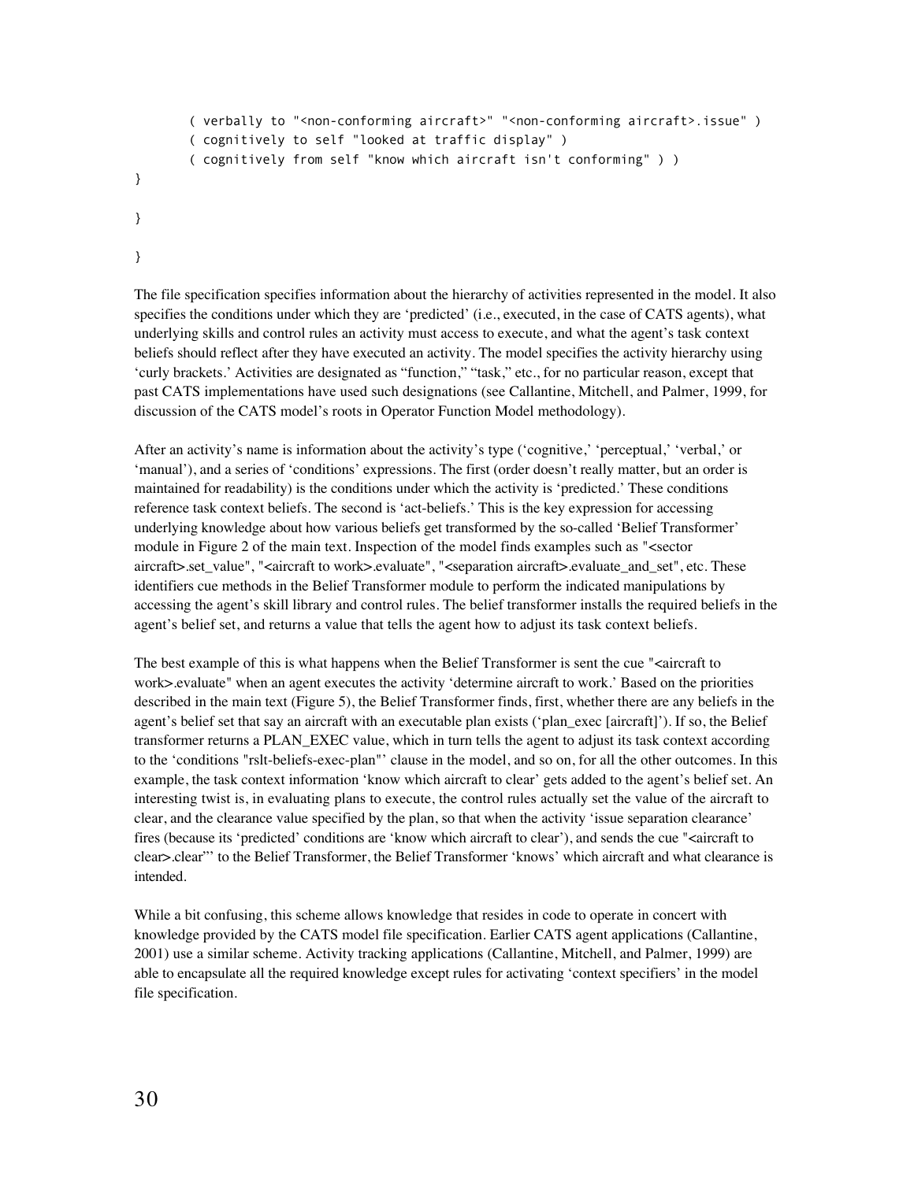```
        ( verbally to "<non-conforming aircraft>" "<non-conforming aircraft>.issue" )
        ( cognitively to self "looked at traffic display" )
        ( cognitively from self "know which aircraft isn't conforming" ) )
}

}

}
```

The file specification specifies information about the hierarchy of activities represented in the model. It also specifies the conditions under which they are 'predicted' (i.e., executed, in the case of CATS agents), what underlying skills and control rules an activity must access to execute, and what the agent's task context beliefs should reflect after they have executed an activity. The model specifies the activity hierarchy using 'curly brackets.' Activities are designated as "function," "task," etc., for no particular reason, except that past CATS implementations have used such designations (see Callantine, Mitchell, and Palmer, 1999, for discussion of the CATS model's roots in Operator Function Model methodology).

After an activity's name is information about the activity's type ('cognitive,' 'perceptual,' 'verbal,' or 'manual'), and a series of 'conditions' expressions. The first (order doesn't really matter, but an order is maintained for readability) is the conditions under which the activity is 'predicted.' These conditions reference task context beliefs. The second is 'act-beliefs.' This is the key expression for accessing underlying knowledge about how various beliefs get transformed by the so-called 'Belief Transformer' module in Figure 2 of the main text. Inspection of the model finds examples such as "<sector aircraft>.set_value", "<aircraft to work>.evaluate", "<separation aircraft>.evaluate_and_set", etc. These identifiers cue methods in the Belief Transformer module to perform the indicated manipulations by accessing the agent's skill library and control rules. The belief transformer installs the required beliefs in the agent's belief set, and returns a value that tells the agent how to adjust its task context beliefs.

The best example of this is what happens when the Belief Transformer is sent the cue "<aircraft to work>.evaluate" when an agent executes the activity 'determine aircraft to work.' Based on the priorities described in the main text (Figure 5), the Belief Transformer finds, first, whether there are any beliefs in the agent's belief set that say an aircraft with an executable plan exists ('plan_exec [aircraft]'). If so, the Belief transformer returns a PLAN_EXEC value, which in turn tells the agent to adjust its task context according to the 'conditions "rslt-beliefs-exec-plan"' clause in the model, and so on, for all the other outcomes. In this example, the task context information 'know which aircraft to clear' gets added to the agent's belief set. An interesting twist is, in evaluating plans to execute, the control rules actually set the value of the aircraft to clear, and the clearance value specified by the plan, so that when the activity 'issue separation clearance' fires (because its 'predicted' conditions are 'know which aircraft to clear'), and sends the cue "<aircraft to clear>.clear"' to the Belief Transformer, the Belief Transformer 'knows' which aircraft and what clearance is intended.

While a bit confusing, this scheme allows knowledge that resides in code to operate in concert with knowledge provided by the CATS model file specification. Earlier CATS agent applications (Callantine, 2001) use a similar scheme. Activity tracking applications (Callantine, Mitchell, and Palmer, 1999) are able to encapsulate all the required knowledge except rules for activating 'context specifiers' in the model file specification.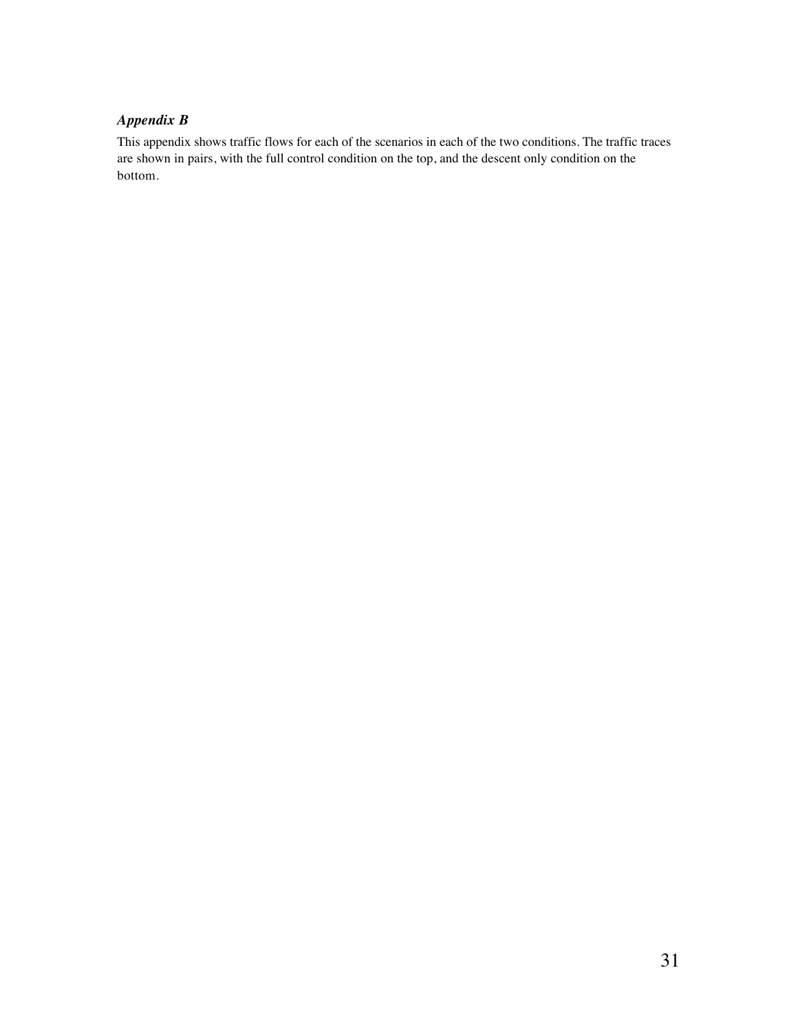### *Appendix B*

This appendix shows traffic flows for each of the scenarios in each of the two conditions. The traffic traces are shown in pairs, with the full control condition on the top, and the descent only condition on the bottom.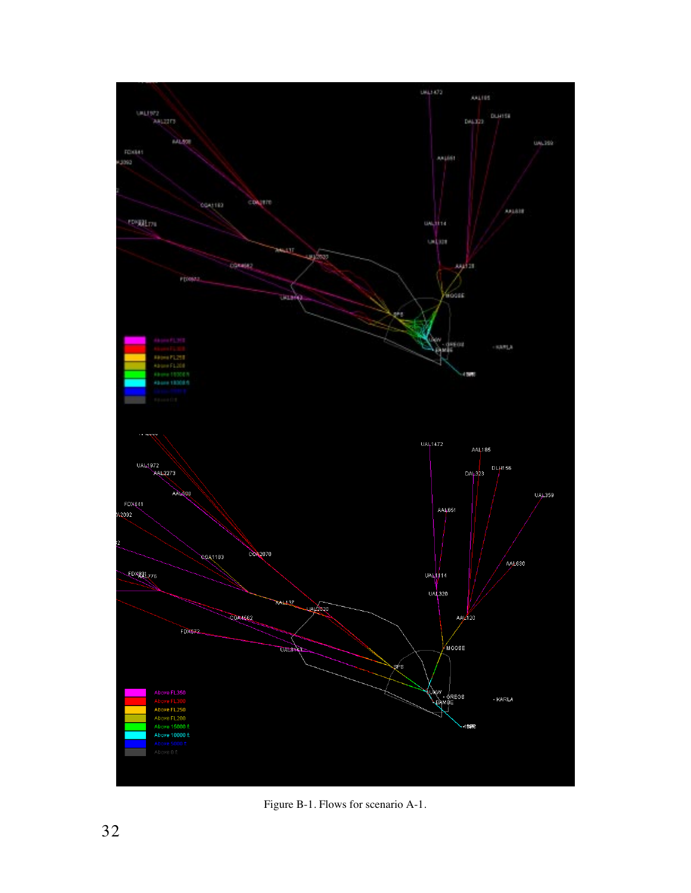Figure B-1. Flows for scenario A-1.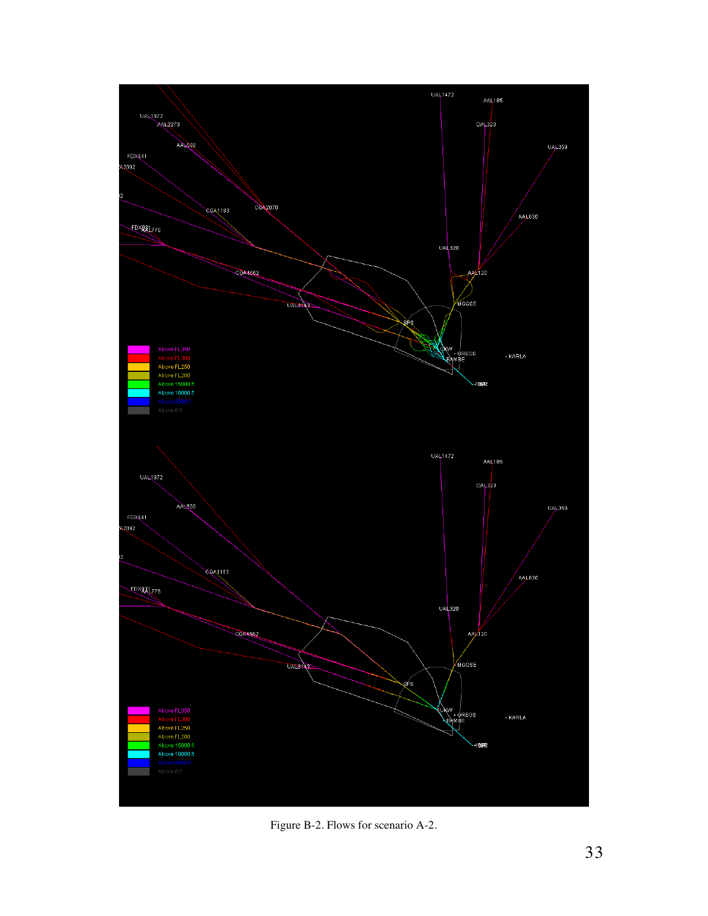Figure B-2. Flows for scenario A-2.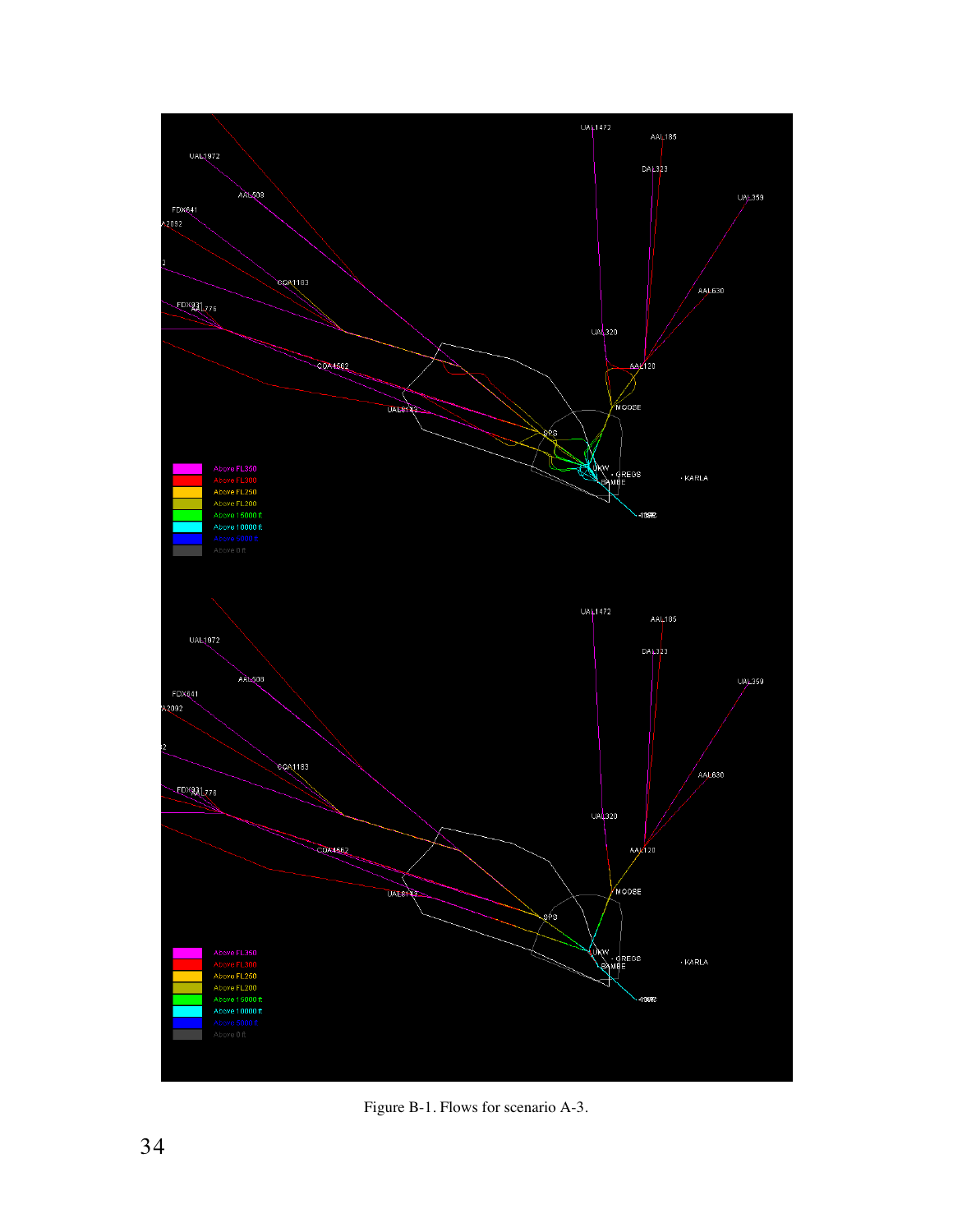Figure B-1. Flows for scenario A-3.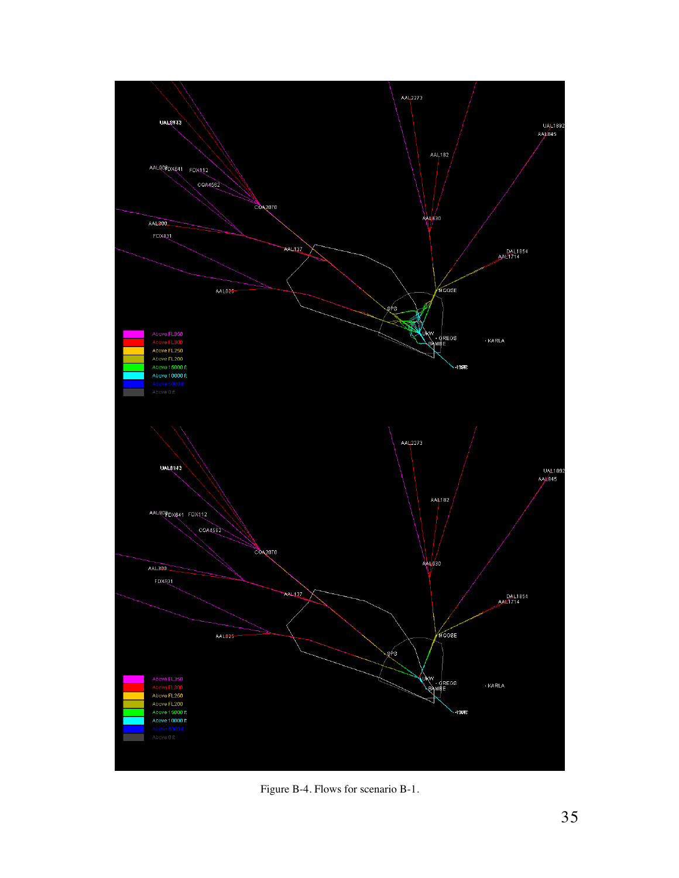Figure B-4. Flows for scenario B-1.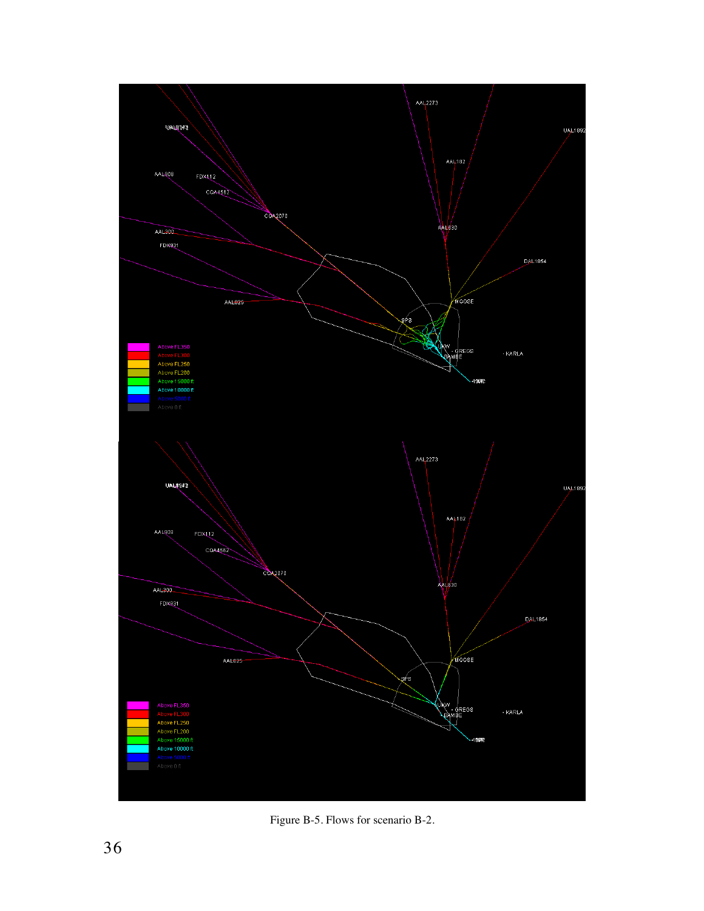Figure B-5. Flows for scenario B-2.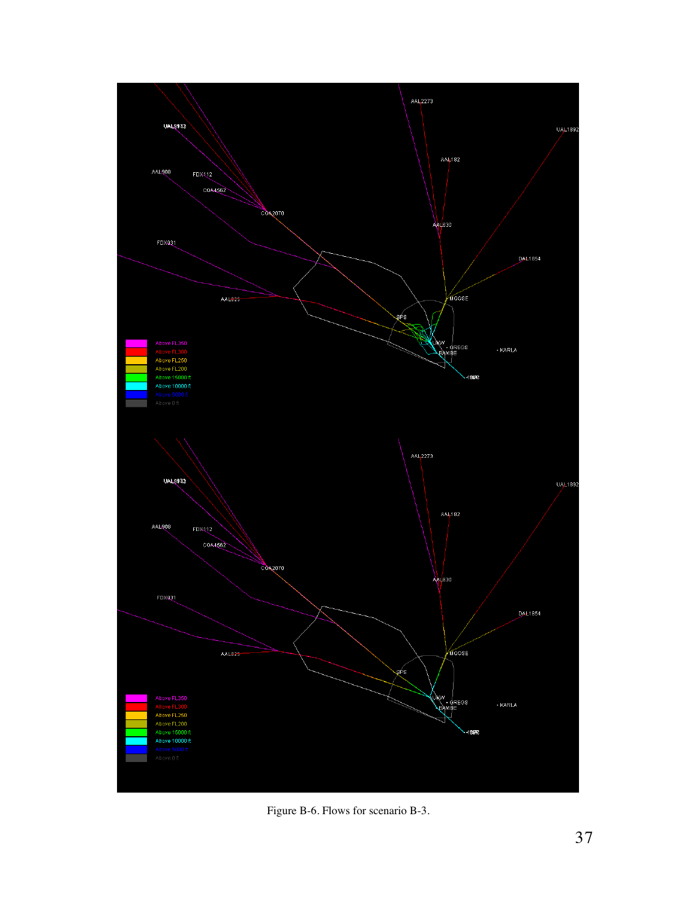Figure B-6. Flows for scenario B-3.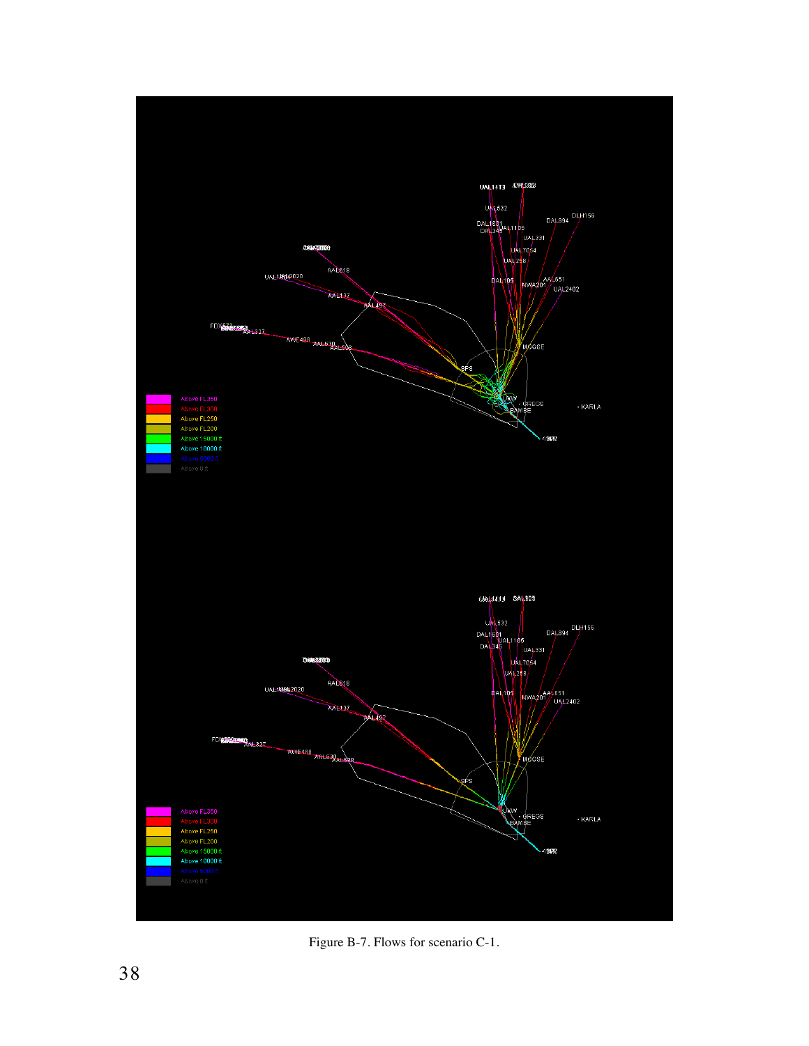Figure B-7. Flows for scenario C-1.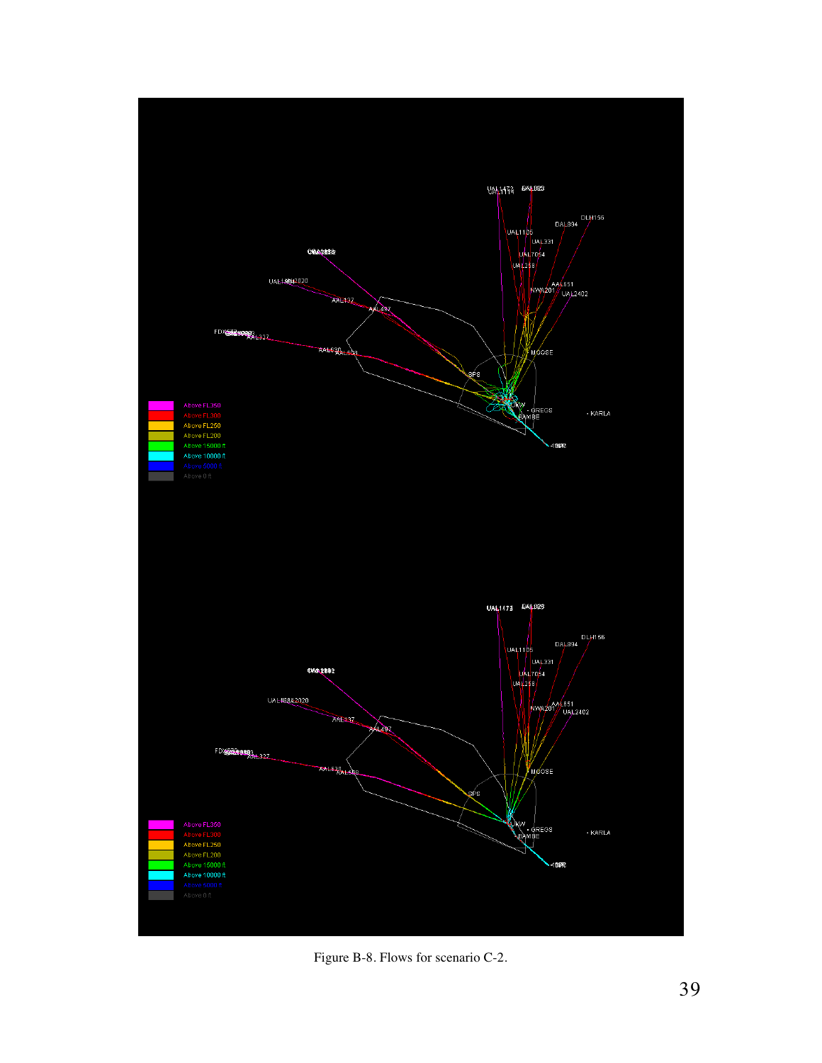Figure B-8. Flows for scenario C-2.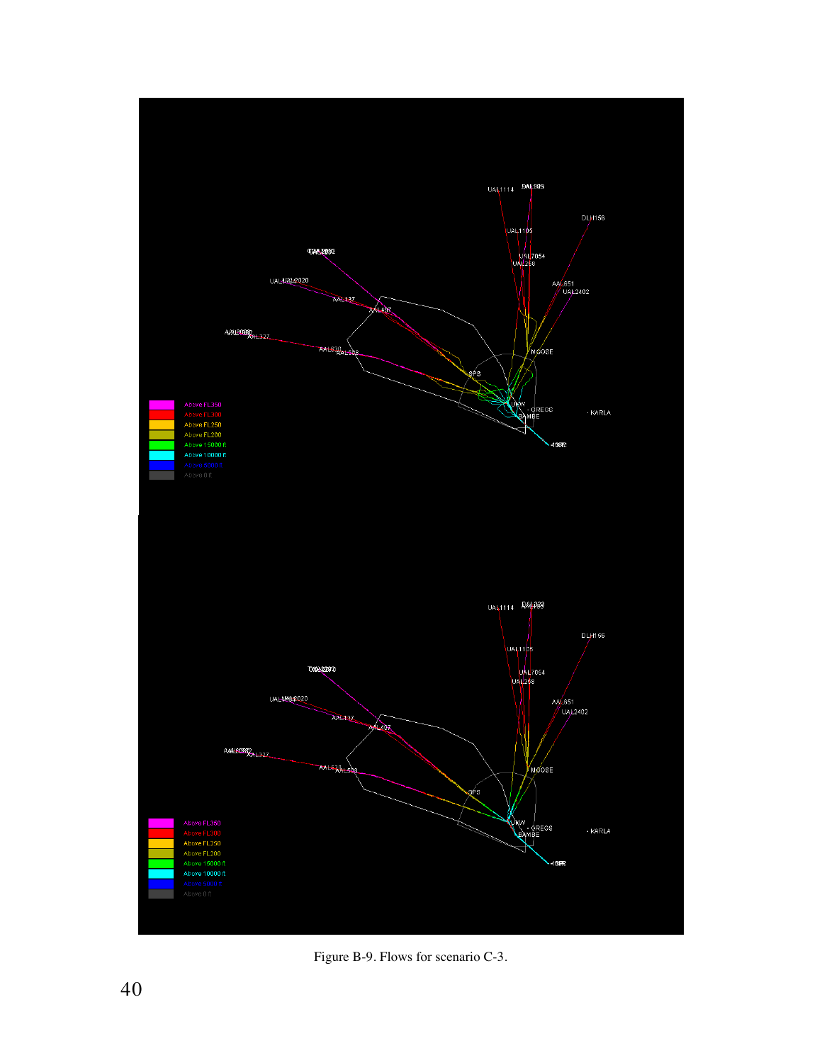UAL1114
DAL935
DLH156
UAL1105
UAL7054
UAL258
AAL851
UAL2402
UAL2020
AAL137
AAL497
AAL327
AAL630
AAL503
MOOSE
SPS
UKW
GREGS
BAMBE
KARLA

Above FL350
Above FL300
Above FL250
Above FL200
Above 15000 ft
Above 10000 ft
Above 5000 ft
Above 0 ft

UAL1114
DLH156
UAL1105
UAL7054
UAL258
AAL851
UAL2402
UAL2020
AAL137
AAL497
AAL327
AAL630
AAL503
MOOSE
SPS
UKW
GREGS
BAMBE
KARLA

Above FL350
Above FL300
Above FL250
Above FL200
Above 15000 ft
Above 10000 ft
Above 5000 ft
Above 0 ft

Figure B-9. Flows for scenario C-3.